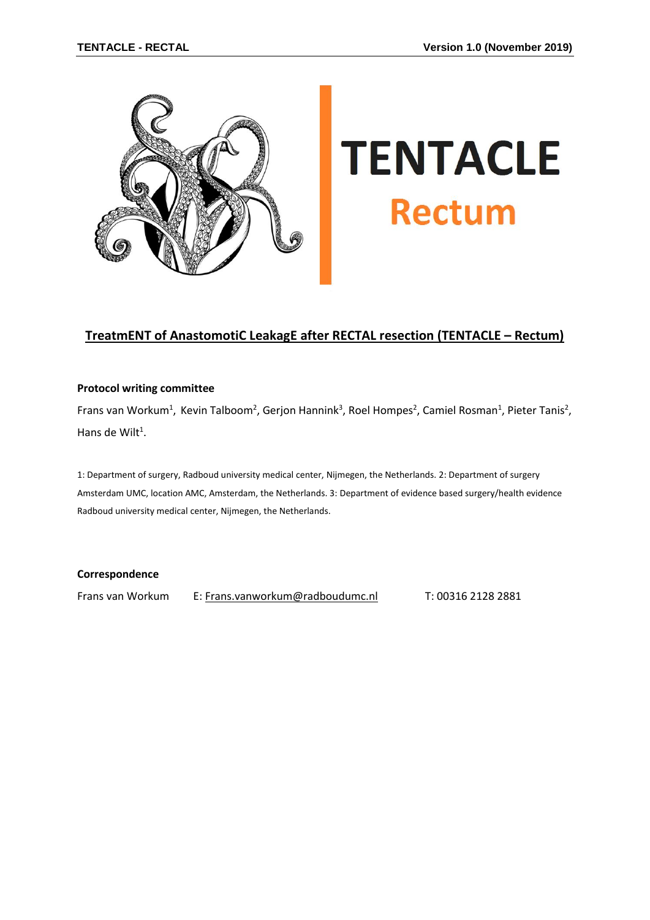# TENTACLE

## Rectum

## TreatmENT of AnastomotiC LeakagE after RECTAL resection (TENTACLE – Rectum)

**Protocol writing committee**

Frans van Workum[1], Kevin Talboom[2], Gerjon Hannink[3], Roel Hompes[2], Camiel Rosman[1], Pieter Tanis[2], Hans de Wilt[1].

1: Department of surgery, Radboud university medical center, Nijmegen, the Netherlands. 2: Department of surgery Amsterdam UMC, location AMC, Amsterdam, the Netherlands. 3: Department of evidence based surgery/health evidence Radboud university medical center, Nijmegen, the Netherlands.

**Correspondence**

Frans van Workum E: Frans.vanworkum@radboudumc.nl T: 00316 2128 2881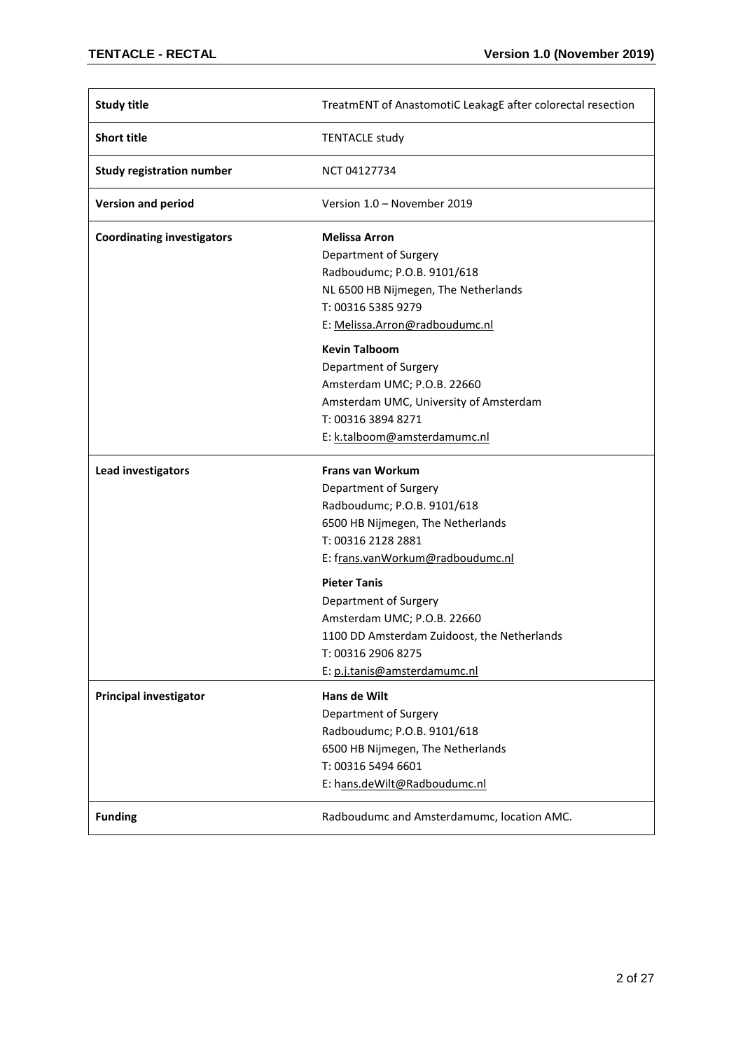| | |
|---|---|
| **Study title** | TreatmENT of AnastomotiC LeakagE after colorectal resection |
| **Short title** | TENTACLE study |
| **Study registration number** | NCT 04127734 |
| **Version and period** | Version 1.0 – November 2019 |
| **Coordinating investigators** | **Melissa Arron**<br>Department of Surgery<br>Radboudumc; P.O.B. 9101/618<br>NL 6500 HB Nijmegen, The Netherlands<br>T: 00316 5385 9279<br>E: Melissa.Arron@radboudumc.nl<br><br>**Kevin Talboom**<br>Department of Surgery<br>Amsterdam UMC; P.O.B. 22660<br>Amsterdam UMC, University of Amsterdam<br>T: 00316 3894 8271<br>E: k.talboom@amsterdamumc.nl |
| **Lead investigators** | **Frans van Workum**<br>Department of Surgery<br>Radboudumc; P.O.B. 9101/618<br>6500 HB Nijmegen, The Netherlands<br>T: 00316 2128 2881<br>E: frans.vanWorkum@radboudumc.nl<br><br>**Pieter Tanis**<br>Department of Surgery<br>Amsterdam UMC; P.O.B. 22660<br>1100 DD Amsterdam Zuidoost, the Netherlands<br>T: 00316 2906 8275<br>E: p.j.tanis@amsterdamumc.nl |
| **Principal investigator** | **Hans de Wilt**<br>Department of Surgery<br>Radboudumc; P.O.B. 9101/618<br>6500 HB Nijmegen, The Netherlands<br>T: 00316 5494 6601<br>E: hans.deWilt@Radboudumc.nl |
| **Funding** | Radboudumc and Amsterdamumc, location AMC. |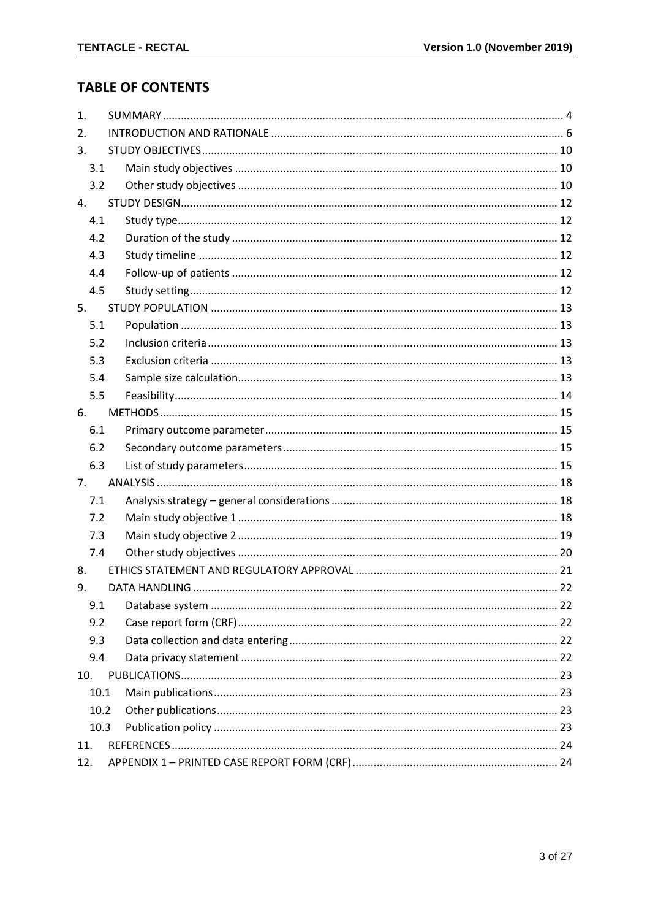## TABLE OF CONTENTS

1. SUMMARY ........ 4
2. INTRODUCTION AND RATIONALE ........ 6
3. STUDY OBJECTIVES ........ 10
   - 3.1 Main study objectives ........ 10
   - 3.2 Other study objectives ........ 10
4. STUDY DESIGN ........ 12
   - 4.1 Study type ........ 12
   - 4.2 Duration of the study ........ 12
   - 4.3 Study timeline ........ 12
   - 4.4 Follow-up of patients ........ 12
   - 4.5 Study setting ........ 12
5. STUDY POPULATION ........ 13
   - 5.1 Population ........ 13
   - 5.2 Inclusion criteria ........ 13
   - 5.3 Exclusion criteria ........ 13
   - 5.4 Sample size calculation ........ 13
   - 5.5 Feasibility ........ 14
6. METHODS ........ 15
   - 6.1 Primary outcome parameter ........ 15
   - 6.2 Secondary outcome parameters ........ 15
   - 6.3 List of study parameters ........ 15
7. ANALYSIS ........ 18
   - 7.1 Analysis strategy – general considerations ........ 18
   - 7.2 Main study objective 1 ........ 18
   - 7.3 Main study objective 2 ........ 19
   - 7.4 Other study objectives ........ 20
8. ETHICS STATEMENT AND REGULATORY APPROVAL ........ 21
9. DATA HANDLING ........ 22
   - 9.1 Database system ........ 22
   - 9.2 Case report form (CRF) ........ 22
   - 9.3 Data collection and data entering ........ 22
   - 9.4 Data privacy statement ........ 22
10. PUBLICATIONS ........ 23
    - 10.1 Main publications ........ 23
    - 10.2 Other publications ........ 23
    - 10.3 Publication policy ........ 23
11. REFERENCES ........ 24
12. APPENDIX 1 – PRINTED CASE REPORT FORM (CRF) ........ 24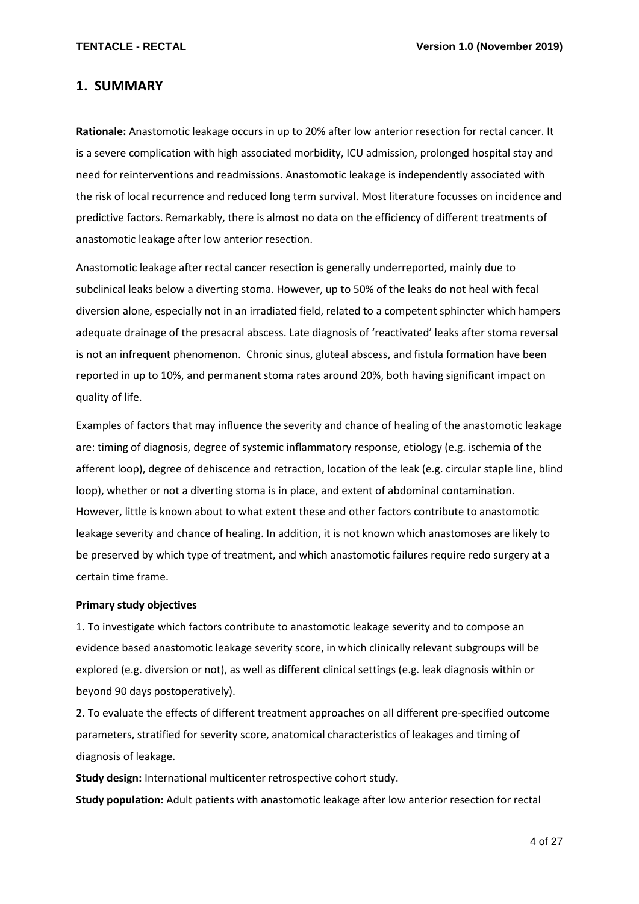## 1. SUMMARY

**Rationale:** Anastomotic leakage occurs in up to 20% after low anterior resection for rectal cancer. It is a severe complication with high associated morbidity, ICU admission, prolonged hospital stay and need for reinterventions and readmissions. Anastomotic leakage is independently associated with the risk of local recurrence and reduced long term survival. Most literature focusses on incidence and predictive factors. Remarkably, there is almost no data on the efficiency of different treatments of anastomotic leakage after low anterior resection.

Anastomotic leakage after rectal cancer resection is generally underreported, mainly due to subclinical leaks below a diverting stoma. However, up to 50% of the leaks do not heal with fecal diversion alone, especially not in an irradiated field, related to a competent sphincter which hampers adequate drainage of the presacral abscess. Late diagnosis of 'reactivated' leaks after stoma reversal is not an infrequent phenomenon. Chronic sinus, gluteal abscess, and fistula formation have been reported in up to 10%, and permanent stoma rates around 20%, both having significant impact on quality of life.

Examples of factors that may influence the severity and chance of healing of the anastomotic leakage are: timing of diagnosis, degree of systemic inflammatory response, etiology (e.g. ischemia of the afferent loop), degree of dehiscence and retraction, location of the leak (e.g. circular staple line, blind loop), whether or not a diverting stoma is in place, and extent of abdominal contamination. However, little is known about to what extent these and other factors contribute to anastomotic leakage severity and chance of healing. In addition, it is not known which anastomoses are likely to be preserved by which type of treatment, and which anastomotic failures require redo surgery at a certain time frame.

**Primary study objectives**

1. To investigate which factors contribute to anastomotic leakage severity and to compose an evidence based anastomotic leakage severity score, in which clinically relevant subgroups will be explored (e.g. diversion or not), as well as different clinical settings (e.g. leak diagnosis within or beyond 90 days postoperatively).
2. To evaluate the effects of different treatment approaches on all different pre-specified outcome parameters, stratified for severity score, anatomical characteristics of leakages and timing of diagnosis of leakage.

**Study design:** International multicenter retrospective cohort study.

**Study population:** Adult patients with anastomotic leakage after low anterior resection for rectal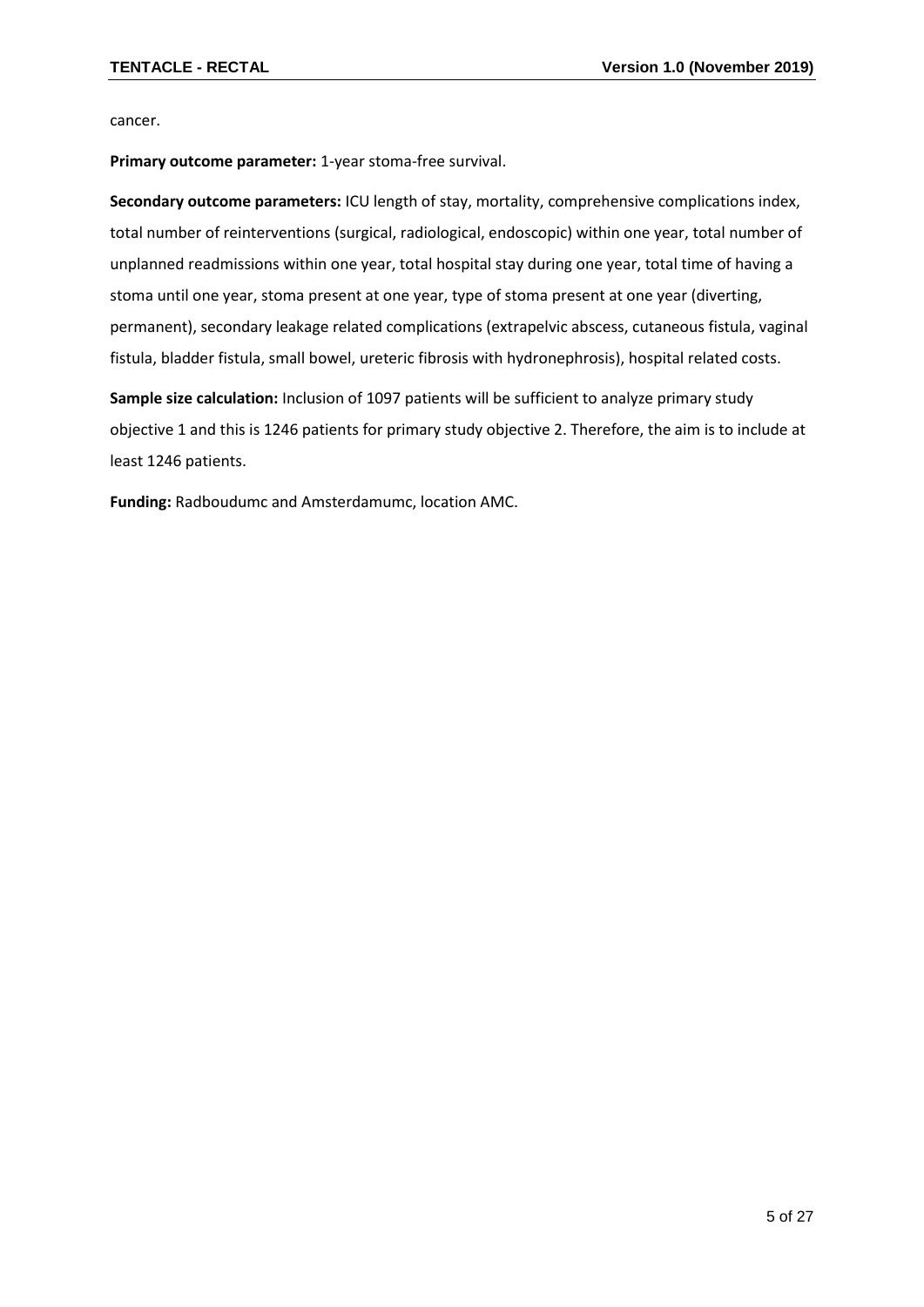cancer.

**Primary outcome parameter:** 1-year stoma-free survival.

**Secondary outcome parameters:** ICU length of stay, mortality, comprehensive complications index, total number of reinterventions (surgical, radiological, endoscopic) within one year, total number of unplanned readmissions within one year, total hospital stay during one year, total time of having a stoma until one year, stoma present at one year, type of stoma present at one year (diverting, permanent), secondary leakage related complications (extrapelvic abscess, cutaneous fistula, vaginal fistula, bladder fistula, small bowel, ureteric fibrosis with hydronephrosis), hospital related costs.

**Sample size calculation:** Inclusion of 1097 patients will be sufficient to analyze primary study objective 1 and this is 1246 patients for primary study objective 2. Therefore, the aim is to include at least 1246 patients.

**Funding:** Radboudumc and Amsterdamumc, location AMC.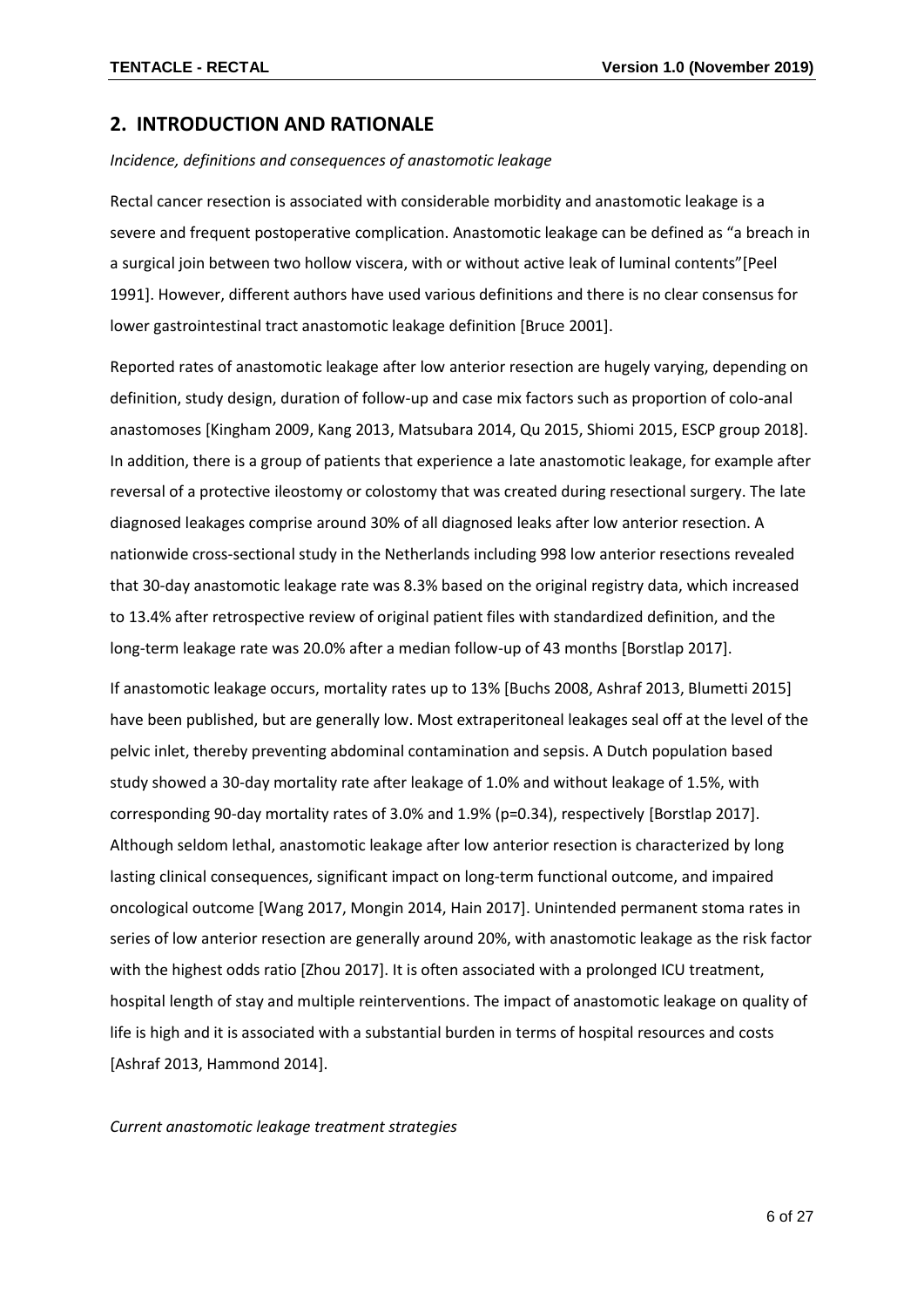## 2. INTRODUCTION AND RATIONALE

*Incidence, definitions and consequences of anastomotic leakage*

Rectal cancer resection is associated with considerable morbidity and anastomotic leakage is a severe and frequent postoperative complication. Anastomotic leakage can be defined as "a breach in a surgical join between two hollow viscera, with or without active leak of luminal contents"[Peel 1991]. However, different authors have used various definitions and there is no clear consensus for lower gastrointestinal tract anastomotic leakage definition [Bruce 2001].

Reported rates of anastomotic leakage after low anterior resection are hugely varying, depending on definition, study design, duration of follow-up and case mix factors such as proportion of colo-anal anastomoses [Kingham 2009, Kang 2013, Matsubara 2014, Qu 2015, Shiomi 2015, ESCP group 2018]. In addition, there is a group of patients that experience a late anastomotic leakage, for example after reversal of a protective ileostomy or colostomy that was created during resectional surgery. The late diagnosed leakages comprise around 30% of all diagnosed leaks after low anterior resection. A nationwide cross-sectional study in the Netherlands including 998 low anterior resections revealed that 30-day anastomotic leakage rate was 8.3% based on the original registry data, which increased to 13.4% after retrospective review of original patient files with standardized definition, and the long-term leakage rate was 20.0% after a median follow-up of 43 months [Borstlap 2017].

If anastomotic leakage occurs, mortality rates up to 13% [Buchs 2008, Ashraf 2013, Blumetti 2015] have been published, but are generally low. Most extraperitoneal leakages seal off at the level of the pelvic inlet, thereby preventing abdominal contamination and sepsis. A Dutch population based study showed a 30-day mortality rate after leakage of 1.0% and without leakage of 1.5%, with corresponding 90-day mortality rates of 3.0% and 1.9% ($p=0.34$), respectively [Borstlap 2017]. Although seldom lethal, anastomotic leakage after low anterior resection is characterized by long lasting clinical consequences, significant impact on long-term functional outcome, and impaired oncological outcome [Wang 2017, Mongin 2014, Hain 2017]. Unintended permanent stoma rates in series of low anterior resection are generally around 20%, with anastomotic leakage as the risk factor with the highest odds ratio [Zhou 2017]. It is often associated with a prolonged ICU treatment, hospital length of stay and multiple reinterventions. The impact of anastomotic leakage on quality of life is high and it is associated with a substantial burden in terms of hospital resources and costs [Ashraf 2013, Hammond 2014].

*Current anastomotic leakage treatment strategies*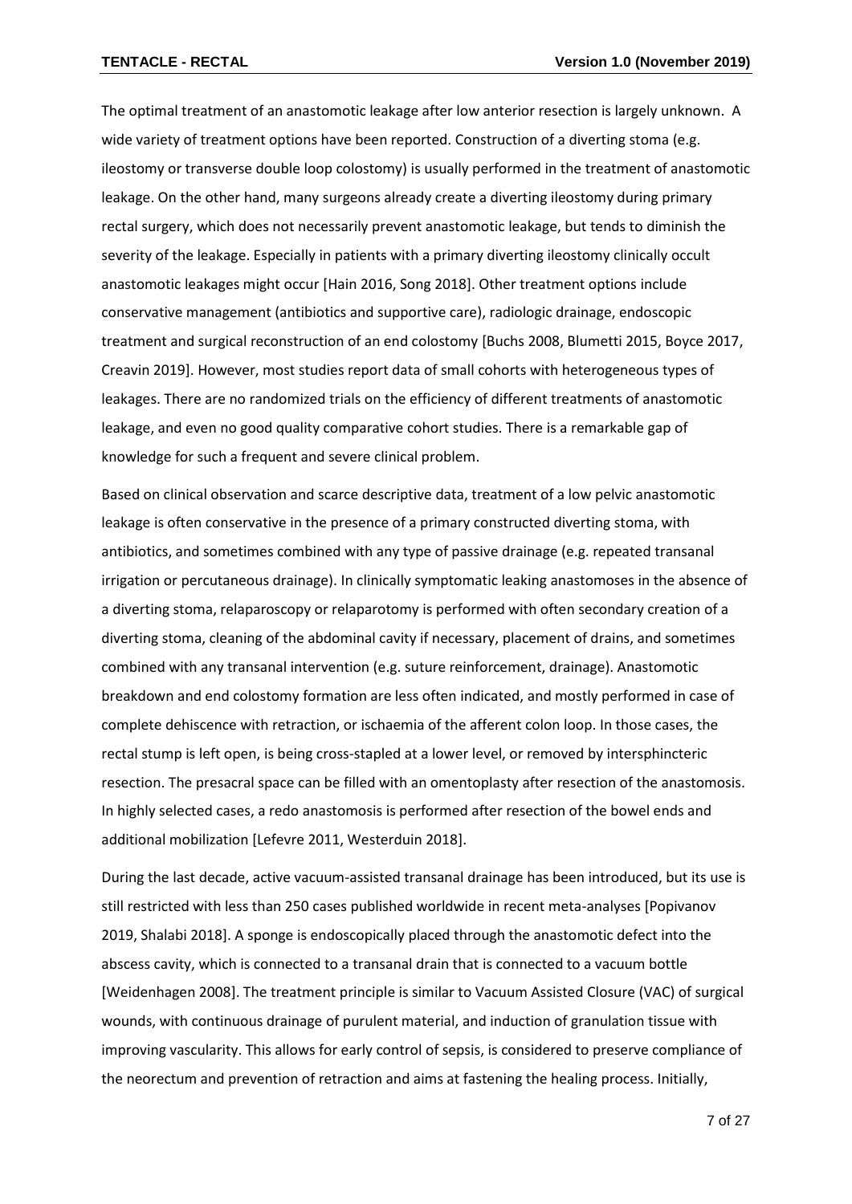The optimal treatment of an anastomotic leakage after low anterior resection is largely unknown. A wide variety of treatment options have been reported. Construction of a diverting stoma (e.g. ileostomy or transverse double loop colostomy) is usually performed in the treatment of anastomotic leakage. On the other hand, many surgeons already create a diverting ileostomy during primary rectal surgery, which does not necessarily prevent anastomotic leakage, but tends to diminish the severity of the leakage. Especially in patients with a primary diverting ileostomy clinically occult anastomotic leakages might occur [Hain 2016, Song 2018]. Other treatment options include conservative management (antibiotics and supportive care), radiologic drainage, endoscopic treatment and surgical reconstruction of an end colostomy [Buchs 2008, Blumetti 2015, Boyce 2017, Creavin 2019]. However, most studies report data of small cohorts with heterogeneous types of leakages. There are no randomized trials on the efficiency of different treatments of anastomotic leakage, and even no good quality comparative cohort studies. There is a remarkable gap of knowledge for such a frequent and severe clinical problem.

Based on clinical observation and scarce descriptive data, treatment of a low pelvic anastomotic leakage is often conservative in the presence of a primary constructed diverting stoma, with antibiotics, and sometimes combined with any type of passive drainage (e.g. repeated transanal irrigation or percutaneous drainage). In clinically symptomatic leaking anastomoses in the absence of a diverting stoma, relaparoscopy or relaparotomy is performed with often secondary creation of a diverting stoma, cleaning of the abdominal cavity if necessary, placement of drains, and sometimes combined with any transanal intervention (e.g. suture reinforcement, drainage). Anastomotic breakdown and end colostomy formation are less often indicated, and mostly performed in case of complete dehiscence with retraction, or ischaemia of the afferent colon loop. In those cases, the rectal stump is left open, is being cross-stapled at a lower level, or removed by intersphincteric resection. The presacral space can be filled with an omentoplasty after resection of the anastomosis. In highly selected cases, a redo anastomosis is performed after resection of the bowel ends and additional mobilization [Lefevre 2011, Westerduin 2018].

During the last decade, active vacuum-assisted transanal drainage has been introduced, but its use is still restricted with less than 250 cases published worldwide in recent meta-analyses [Popivanov 2019, Shalabi 2018]. A sponge is endoscopically placed through the anastomotic defect into the abscess cavity, which is connected to a transanal drain that is connected to a vacuum bottle [Weidenhagen 2008]. The treatment principle is similar to Vacuum Assisted Closure (VAC) of surgical wounds, with continuous drainage of purulent material, and induction of granulation tissue with improving vascularity. This allows for early control of sepsis, is considered to preserve compliance of the neorectum and prevention of retraction and aims at fastening the healing process. Initially,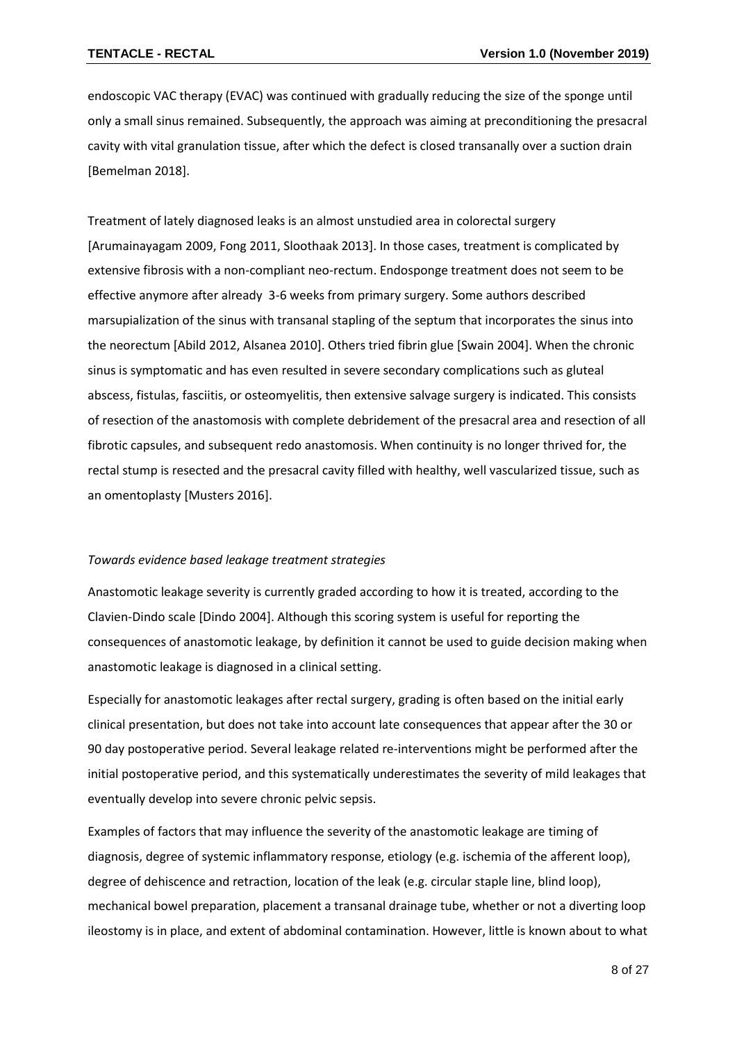endoscopic VAC therapy (EVAC) was continued with gradually reducing the size of the sponge until only a small sinus remained. Subsequently, the approach was aiming at preconditioning the presacral cavity with vital granulation tissue, after which the defect is closed transanally over a suction drain [Bemelman 2018].

Treatment of lately diagnosed leaks is an almost unstudied area in colorectal surgery [Arumainayagam 2009, Fong 2011, Sloothaak 2013]. In those cases, treatment is complicated by extensive fibrosis with a non-compliant neo-rectum. Endosponge treatment does not seem to be effective anymore after already 3-6 weeks from primary surgery. Some authors described marsupialization of the sinus with transanal stapling of the septum that incorporates the sinus into the neorectum [Abild 2012, Alsanea 2010]. Others tried fibrin glue [Swain 2004]. When the chronic sinus is symptomatic and has even resulted in severe secondary complications such as gluteal abscess, fistulas, fasciitis, or osteomyelitis, then extensive salvage surgery is indicated. This consists of resection of the anastomosis with complete debridement of the presacral area and resection of all fibrotic capsules, and subsequent redo anastomosis. When continuity is no longer thrived for, the rectal stump is resected and the presacral cavity filled with healthy, well vascularized tissue, such as an omentoplasty [Musters 2016].

*Towards evidence based leakage treatment strategies*

Anastomotic leakage severity is currently graded according to how it is treated, according to the Clavien-Dindo scale [Dindo 2004]. Although this scoring system is useful for reporting the consequences of anastomotic leakage, by definition it cannot be used to guide decision making when anastomotic leakage is diagnosed in a clinical setting.

Especially for anastomotic leakages after rectal surgery, grading is often based on the initial early clinical presentation, but does not take into account late consequences that appear after the 30 or 90 day postoperative period. Several leakage related re-interventions might be performed after the initial postoperative period, and this systematically underestimates the severity of mild leakages that eventually develop into severe chronic pelvic sepsis.

Examples of factors that may influence the severity of the anastomotic leakage are timing of diagnosis, degree of systemic inflammatory response, etiology (e.g. ischemia of the afferent loop), degree of dehiscence and retraction, location of the leak (e.g. circular staple line, blind loop), mechanical bowel preparation, placement a transanal drainage tube, whether or not a diverting loop ileostomy is in place, and extent of abdominal contamination. However, little is known about to what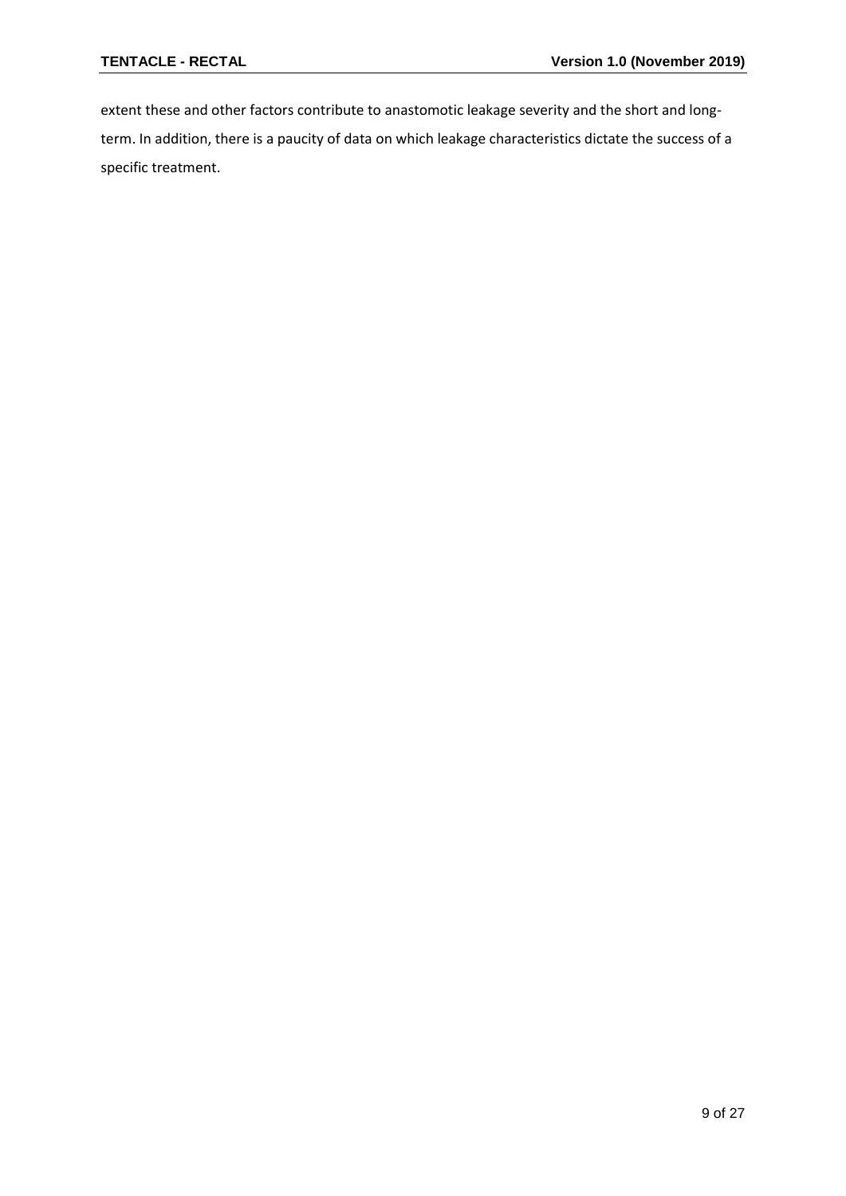extent these and other factors contribute to anastomotic leakage severity and the short and long-term. In addition, there is a paucity of data on which leakage characteristics dictate the success of a specific treatment.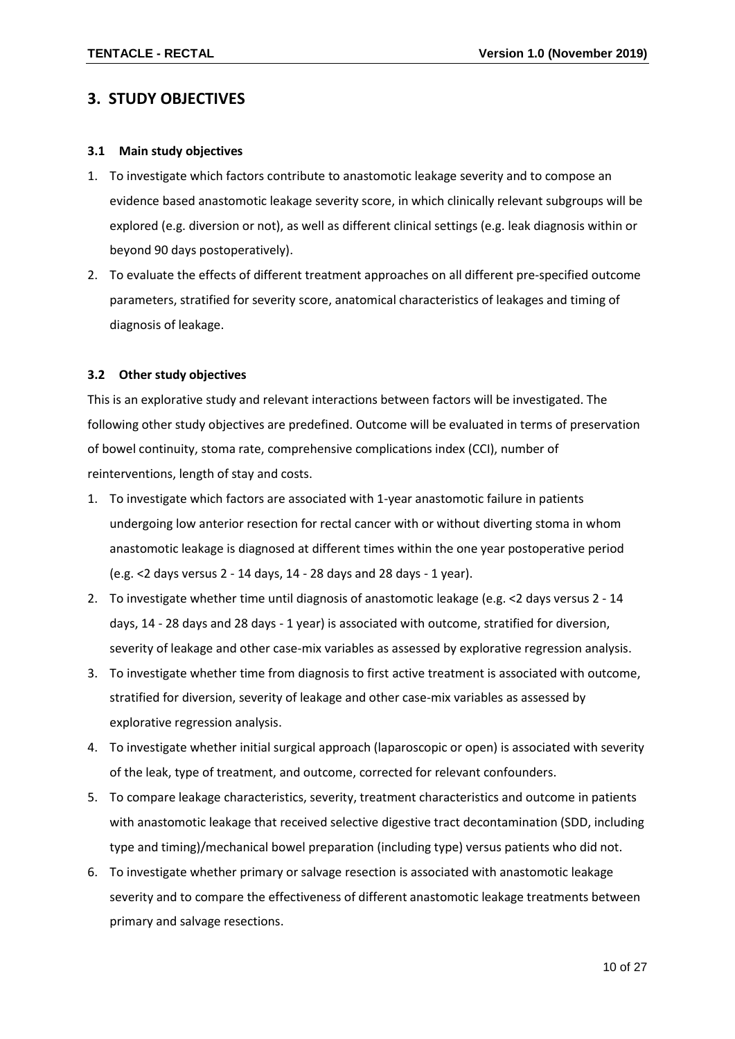## 3. STUDY OBJECTIVES

### 3.1 Main study objectives

1. To investigate which factors contribute to anastomotic leakage severity and to compose an evidence based anastomotic leakage severity score, in which clinically relevant subgroups will be explored (e.g. diversion or not), as well as different clinical settings (e.g. leak diagnosis within or beyond 90 days postoperatively).
2. To evaluate the effects of different treatment approaches on all different pre-specified outcome parameters, stratified for severity score, anatomical characteristics of leakages and timing of diagnosis of leakage.

### 3.2 Other study objectives

This is an explorative study and relevant interactions between factors will be investigated. The following other study objectives are predefined. Outcome will be evaluated in terms of preservation of bowel continuity, stoma rate, comprehensive complications index (CCI), number of reinterventions, length of stay and costs.

1. To investigate which factors are associated with 1-year anastomotic failure in patients undergoing low anterior resection for rectal cancer with or without diverting stoma in whom anastomotic leakage is diagnosed at different times within the one year postoperative period (e.g. <2 days versus 2 - 14 days, 14 - 28 days and 28 days - 1 year).
2. To investigate whether time until diagnosis of anastomotic leakage (e.g. <2 days versus 2 - 14 days, 14 - 28 days and 28 days - 1 year) is associated with outcome, stratified for diversion, severity of leakage and other case-mix variables as assessed by explorative regression analysis.
3. To investigate whether time from diagnosis to first active treatment is associated with outcome, stratified for diversion, severity of leakage and other case-mix variables as assessed by explorative regression analysis.
4. To investigate whether initial surgical approach (laparoscopic or open) is associated with severity of the leak, type of treatment, and outcome, corrected for relevant confounders.
5. To compare leakage characteristics, severity, treatment characteristics and outcome in patients with anastomotic leakage that received selective digestive tract decontamination (SDD, including type and timing)/mechanical bowel preparation (including type) versus patients who did not.
6. To investigate whether primary or salvage resection is associated with anastomotic leakage severity and to compare the effectiveness of different anastomotic leakage treatments between primary and salvage resections.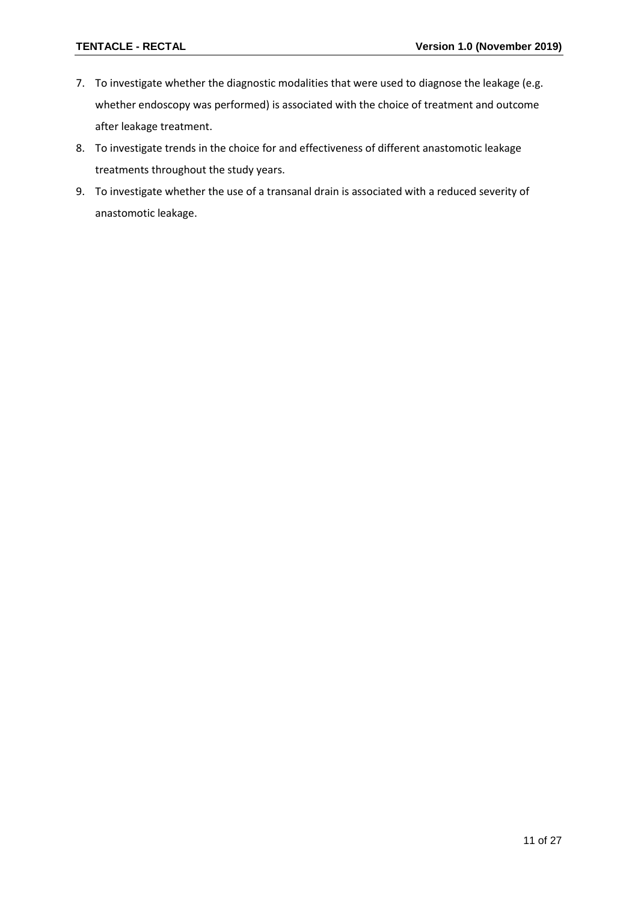7. To investigate whether the diagnostic modalities that were used to diagnose the leakage (e.g. whether endoscopy was performed) is associated with the choice of treatment and outcome after leakage treatment.
8. To investigate trends in the choice for and effectiveness of different anastomotic leakage treatments throughout the study years.
9. To investigate whether the use of a transanal drain is associated with a reduced severity of anastomotic leakage.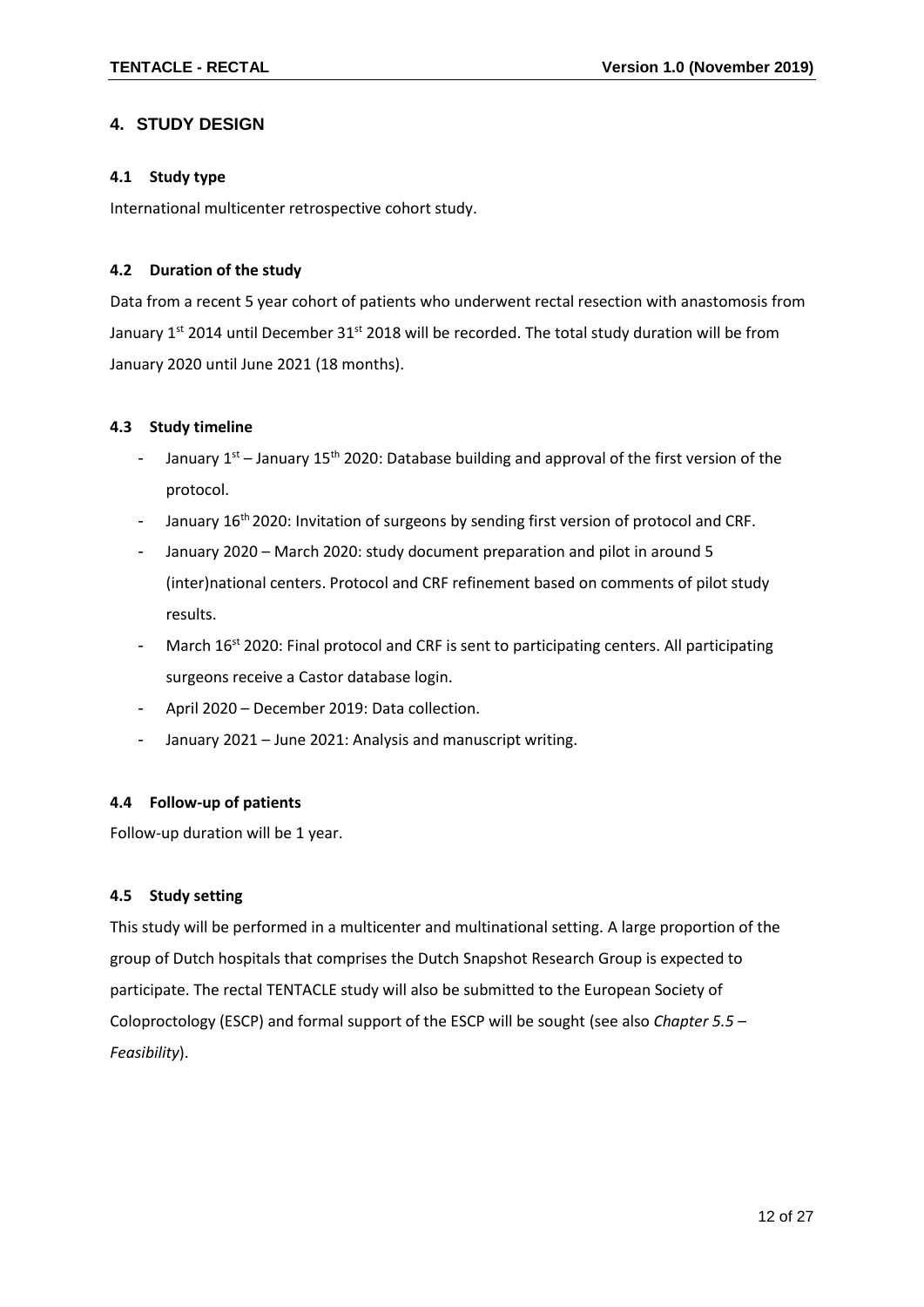## 4. STUDY DESIGN

### 4.1 Study type

International multicenter retrospective cohort study.

### 4.2 Duration of the study

Data from a recent 5 year cohort of patients who underwent rectal resection with anastomosis from January 1st 2014 until December 31st 2018 will be recorded. The total study duration will be from January 2020 until June 2021 (18 months).

### 4.3 Study timeline

- January 1st – January 15th 2020: Database building and approval of the first version of the protocol.
- January 16th 2020: Invitation of surgeons by sending first version of protocol and CRF.
- January 2020 – March 2020: study document preparation and pilot in around 5 (inter)national centers. Protocol and CRF refinement based on comments of pilot study results.
- March 16st 2020: Final protocol and CRF is sent to participating centers. All participating surgeons receive a Castor database login.
- April 2020 – December 2019: Data collection.
- January 2021 – June 2021: Analysis and manuscript writing.

### 4.4 Follow-up of patients

Follow-up duration will be 1 year.

### 4.5 Study setting

This study will be performed in a multicenter and multinational setting. A large proportion of the group of Dutch hospitals that comprises the Dutch Snapshot Research Group is expected to participate. The rectal TENTACLE study will also be submitted to the European Society of Coloproctology (ESCP) and formal support of the ESCP will be sought (see also *Chapter 5.5 – Feasibility*).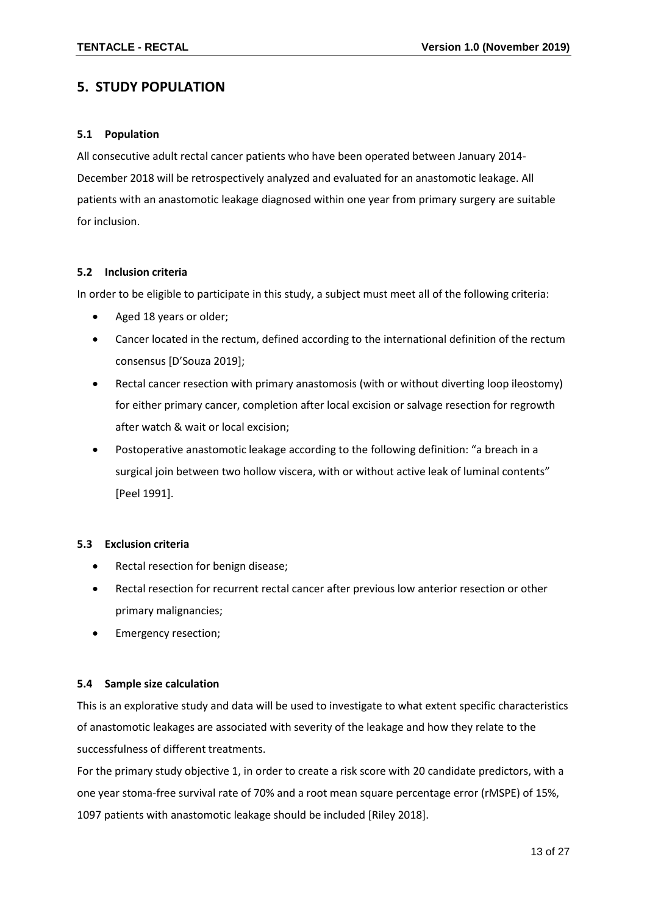# 5. STUDY POPULATION

## 5.1 Population

All consecutive adult rectal cancer patients who have been operated between January 2014-December 2018 will be retrospectively analyzed and evaluated for an anastomotic leakage. All patients with an anastomotic leakage diagnosed within one year from primary surgery are suitable for inclusion.

## 5.2 Inclusion criteria

In order to be eligible to participate in this study, a subject must meet all of the following criteria:

- Aged 18 years or older;
- Cancer located in the rectum, defined according to the international definition of the rectum consensus [D'Souza 2019];
- Rectal cancer resection with primary anastomosis (with or without diverting loop ileostomy) for either primary cancer, completion after local excision or salvage resection for regrowth after watch & wait or local excision;
- Postoperative anastomotic leakage according to the following definition: "a breach in a surgical join between two hollow viscera, with or without active leak of luminal contents" [Peel 1991].

## 5.3 Exclusion criteria

- Rectal resection for benign disease;
- Rectal resection for recurrent rectal cancer after previous low anterior resection or other primary malignancies;
- Emergency resection;

## 5.4 Sample size calculation

This is an explorative study and data will be used to investigate to what extent specific characteristics of anastomotic leakages are associated with severity of the leakage and how they relate to the successfulness of different treatments.

For the primary study objective 1, in order to create a risk score with 20 candidate predictors, with a one year stoma-free survival rate of 70% and a root mean square percentage error (rMSPE) of 15%, 1097 patients with anastomotic leakage should be included [Riley 2018].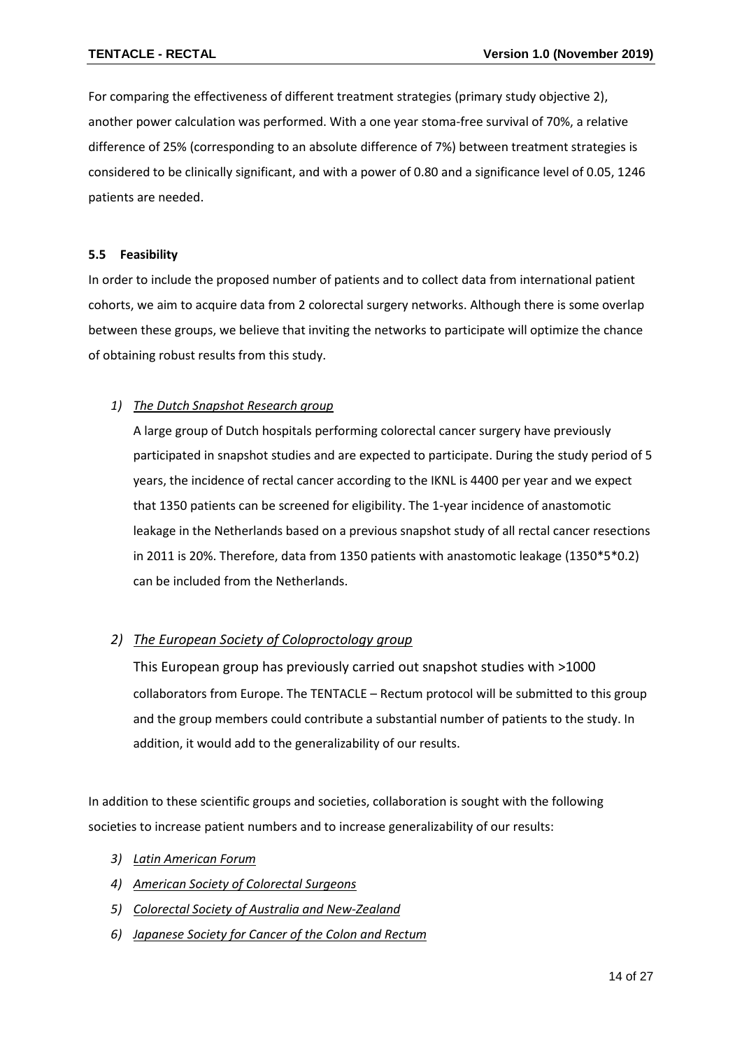For comparing the effectiveness of different treatment strategies (primary study objective 2), another power calculation was performed. With a one year stoma-free survival of 70%, a relative difference of 25% (corresponding to an absolute difference of 7%) between treatment strategies is considered to be clinically significant, and with a power of 0.80 and a significance level of 0.05, 1246 patients are needed.

### 5.5 Feasibility

In order to include the proposed number of patients and to collect data from international patient cohorts, we aim to acquire data from 2 colorectal surgery networks. Although there is some overlap between these groups, we believe that inviting the networks to participate will optimize the chance of obtaining robust results from this study.

1) *The Dutch Snapshot Research group*

   A large group of Dutch hospitals performing colorectal cancer surgery have previously participated in snapshot studies and are expected to participate. During the study period of 5 years, the incidence of rectal cancer according to the IKNL is 4400 per year and we expect that 1350 patients can be screened for eligibility. The 1-year incidence of anastomotic leakage in the Netherlands based on a previous snapshot study of all rectal cancer resections in 2011 is 20%. Therefore, data from 1350 patients with anastomotic leakage (1350*5*0.2) can be included from the Netherlands.

2) *The European Society of Coloproctology group*

   This European group has previously carried out snapshot studies with >1000 collaborators from Europe. The TENTACLE – Rectum protocol will be submitted to this group and the group members could contribute a substantial number of patients to the study. In addition, it would add to the generalizability of our results.

In addition to these scientific groups and societies, collaboration is sought with the following societies to increase patient numbers and to increase generalizability of our results:

3) *Latin American Forum*
4) *American Society of Colorectal Surgeons*
5) *Colorectal Society of Australia and New-Zealand*
6) *Japanese Society for Cancer of the Colon and Rectum*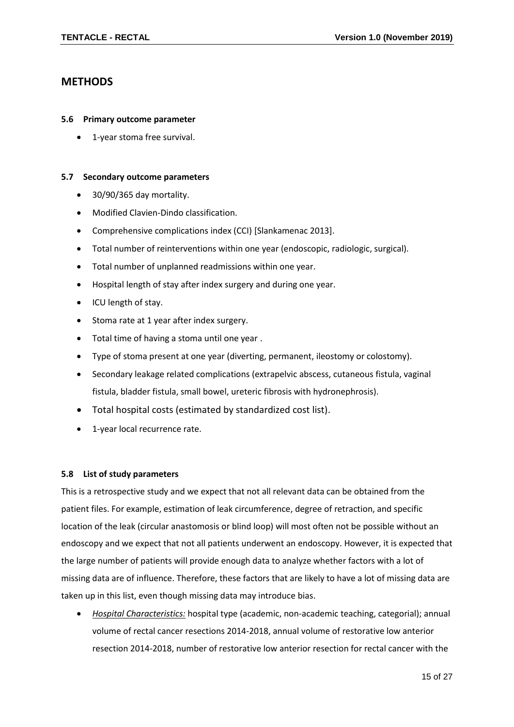## METHODS

### 5.6 Primary outcome parameter

- 1-year stoma free survival.

### 5.7 Secondary outcome parameters

- 30/90/365 day mortality.
- Modified Clavien-Dindo classification.
- Comprehensive complications index (CCI) [Slankamenac 2013].
- Total number of reinterventions within one year (endoscopic, radiologic, surgical).
- Total number of unplanned readmissions within one year.
- Hospital length of stay after index surgery and during one year.
- ICU length of stay.
- Stoma rate at 1 year after index surgery.
- Total time of having a stoma until one year .
- Type of stoma present at one year (diverting, permanent, ileostomy or colostomy).
- Secondary leakage related complications (extrapelvic abscess, cutaneous fistula, vaginal fistula, bladder fistula, small bowel, ureteric fibrosis with hydronephrosis).
- Total hospital costs (estimated by standardized cost list).
- 1-year local recurrence rate.

### 5.8 List of study parameters

This is a retrospective study and we expect that not all relevant data can be obtained from the patient files. For example, estimation of leak circumference, degree of retraction, and specific location of the leak (circular anastomosis or blind loop) will most often not be possible without an endoscopy and we expect that not all patients underwent an endoscopy. However, it is expected that the large number of patients will provide enough data to analyze whether factors with a lot of missing data are of influence. Therefore, these factors that are likely to have a lot of missing data are taken up in this list, even though missing data may introduce bias.

- *Hospital Characteristics:* hospital type (academic, non-academic teaching, categorial); annual volume of rectal cancer resections 2014-2018, annual volume of restorative low anterior resection 2014-2018, number of restorative low anterior resection for rectal cancer with the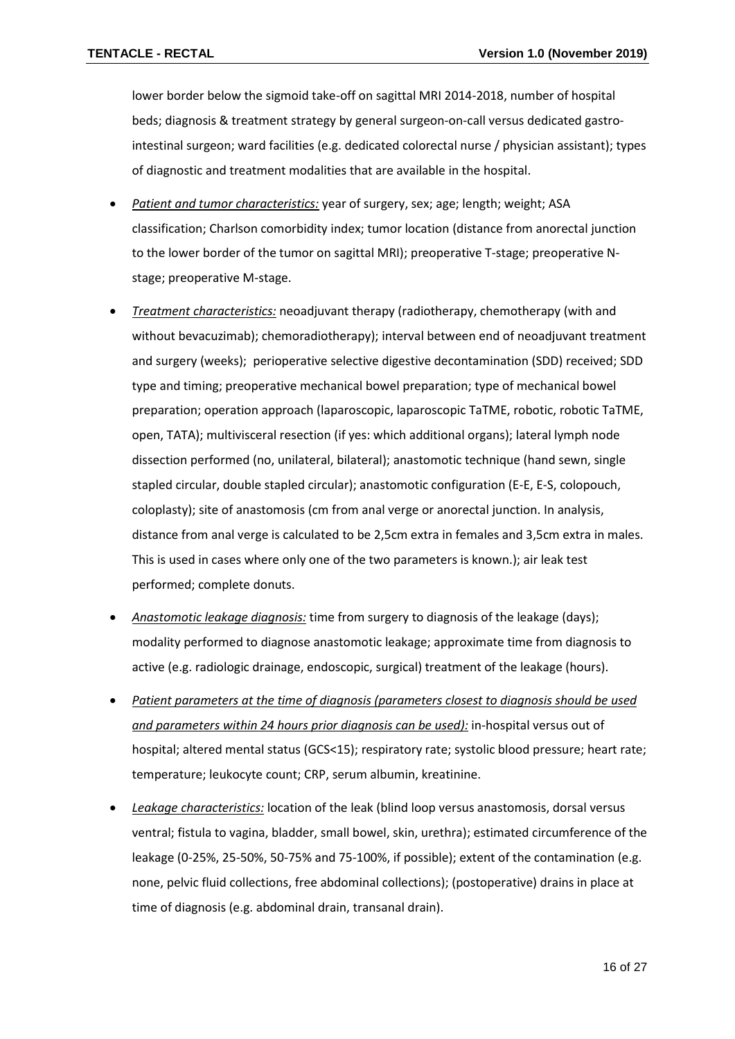lower border below the sigmoid take-off on sagittal MRI 2014-2018, number of hospital beds; diagnosis & treatment strategy by general surgeon-on-call versus dedicated gastro-intestinal surgeon; ward facilities (e.g. dedicated colorectal nurse / physician assistant); types of diagnostic and treatment modalities that are available in the hospital.

- *Patient and tumor characteristics:* year of surgery, sex; age; length; weight; ASA classification; Charlson comorbidity index; tumor location (distance from anorectal junction to the lower border of the tumor on sagittal MRI); preoperative T-stage; preoperative N-stage; preoperative M-stage.
- *Treatment characteristics:* neoadjuvant therapy (radiotherapy, chemotherapy (with and without bevacuzimab); chemoradiotherapy); interval between end of neoadjuvant treatment and surgery (weeks); perioperative selective digestive decontamination (SDD) received; SDD type and timing; preoperative mechanical bowel preparation; type of mechanical bowel preparation; operation approach (laparoscopic, laparoscopic TaTME, robotic, robotic TaTME, open, TATA); multivisceral resection (if yes: which additional organs); lateral lymph node dissection performed (no, unilateral, bilateral); anastomotic technique (hand sewn, single stapled circular, double stapled circular); anastomotic configuration (E-E, E-S, colopouch, coloplasty); site of anastomosis (cm from anal verge or anorectal junction. In analysis, distance from anal verge is calculated to be 2,5cm extra in females and 3,5cm extra in males. This is used in cases where only one of the two parameters is known.); air leak test performed; complete donuts.
- *Anastomotic leakage diagnosis:* time from surgery to diagnosis of the leakage (days); modality performed to diagnose anastomotic leakage; approximate time from diagnosis to active (e.g. radiologic drainage, endoscopic, surgical) treatment of the leakage (hours).
- *Patient parameters at the time of diagnosis (parameters closest to diagnosis should be used and parameters within 24 hours prior diagnosis can be used):* in-hospital versus out of hospital; altered mental status (GCS<15); respiratory rate; systolic blood pressure; heart rate; temperature; leukocyte count; CRP, serum albumin, kreatinine.
- *Leakage characteristics:* location of the leak (blind loop versus anastomosis, dorsal versus ventral; fistula to vagina, bladder, small bowel, skin, urethra); estimated circumference of the leakage (0-25%, 25-50%, 50-75% and 75-100%, if possible); extent of the contamination (e.g. none, pelvic fluid collections, free abdominal collections); (postoperative) drains in place at time of diagnosis (e.g. abdominal drain, transanal drain).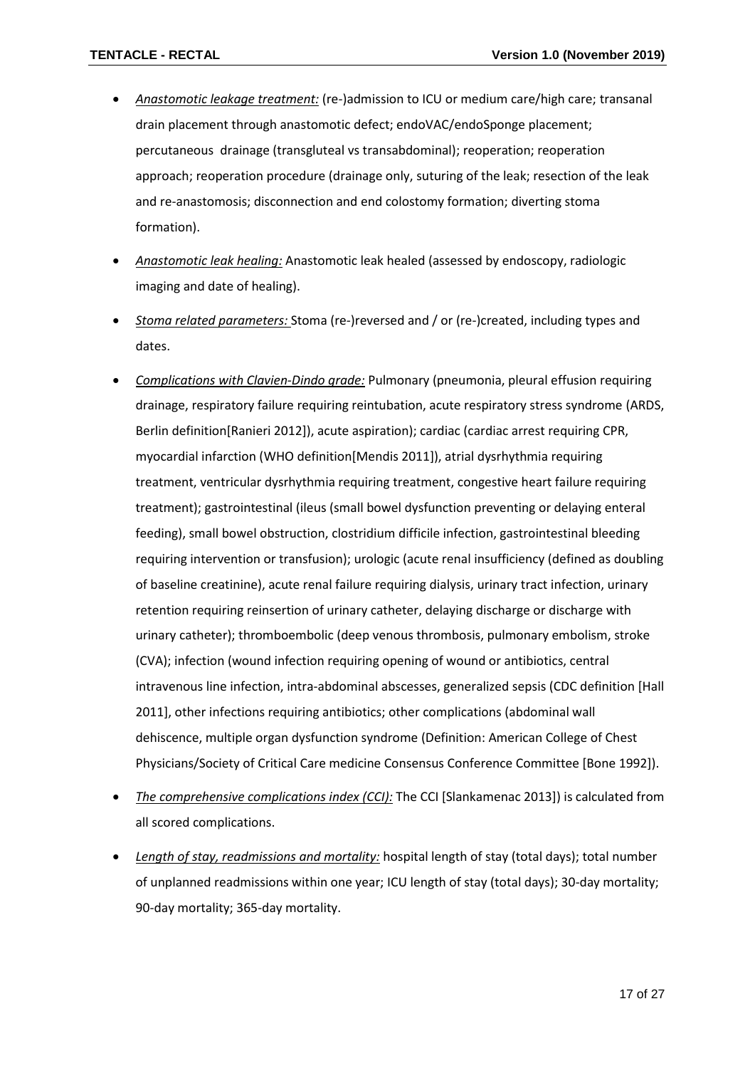- *__Anastomotic leakage treatment:__* (re-)admission to ICU or medium care/high care; transanal drain placement through anastomotic defect; endoVAC/endoSponge placement; percutaneous drainage (transgluteal vs transabdominal); reoperation; reoperation approach; reoperation procedure (drainage only, suturing of the leak; resection of the leak and re-anastomosis; disconnection and end colostomy formation; diverting stoma formation).

- *__Anastomotic leak healing:__* Anastomotic leak healed (assessed by endoscopy, radiologic imaging and date of healing).

- *__Stoma related parameters:__* Stoma (re-)reversed and / or (re-)created, including types and dates.

- *__Complications with Clavien-Dindo grade:__* Pulmonary (pneumonia, pleural effusion requiring drainage, respiratory failure requiring reintubation, acute respiratory stress syndrome (ARDS, Berlin definition[Ranieri 2012]), acute aspiration); cardiac (cardiac arrest requiring CPR, myocardial infarction (WHO definition[Mendis 2011]), atrial dysrhythmia requiring treatment, ventricular dysrhythmia requiring treatment, congestive heart failure requiring treatment); gastrointestinal (ileus (small bowel dysfunction preventing or delaying enteral feeding), small bowel obstruction, clostridium difficile infection, gastrointestinal bleeding requiring intervention or transfusion); urologic (acute renal insufficiency (defined as doubling of baseline creatinine), acute renal failure requiring dialysis, urinary tract infection, urinary retention requiring reinsertion of urinary catheter, delaying discharge or discharge with urinary catheter); thromboembolic (deep venous thrombosis, pulmonary embolism, stroke (CVA); infection (wound infection requiring opening of wound or antibiotics, central intravenous line infection, intra-abdominal abscesses, generalized sepsis (CDC definition [Hall 2011], other infections requiring antibiotics; other complications (abdominal wall dehiscence, multiple organ dysfunction syndrome (Definition: American College of Chest Physicians/Society of Critical Care medicine Consensus Conference Committee [Bone 1992]).

- *__The comprehensive complications index (CCI):__* The CCI [Slankamenac 2013]) is calculated from all scored complications.

- *__Length of stay, readmissions and mortality:__* hospital length of stay (total days); total number of unplanned readmissions within one year; ICU length of stay (total days); 30-day mortality; 90-day mortality; 365-day mortality.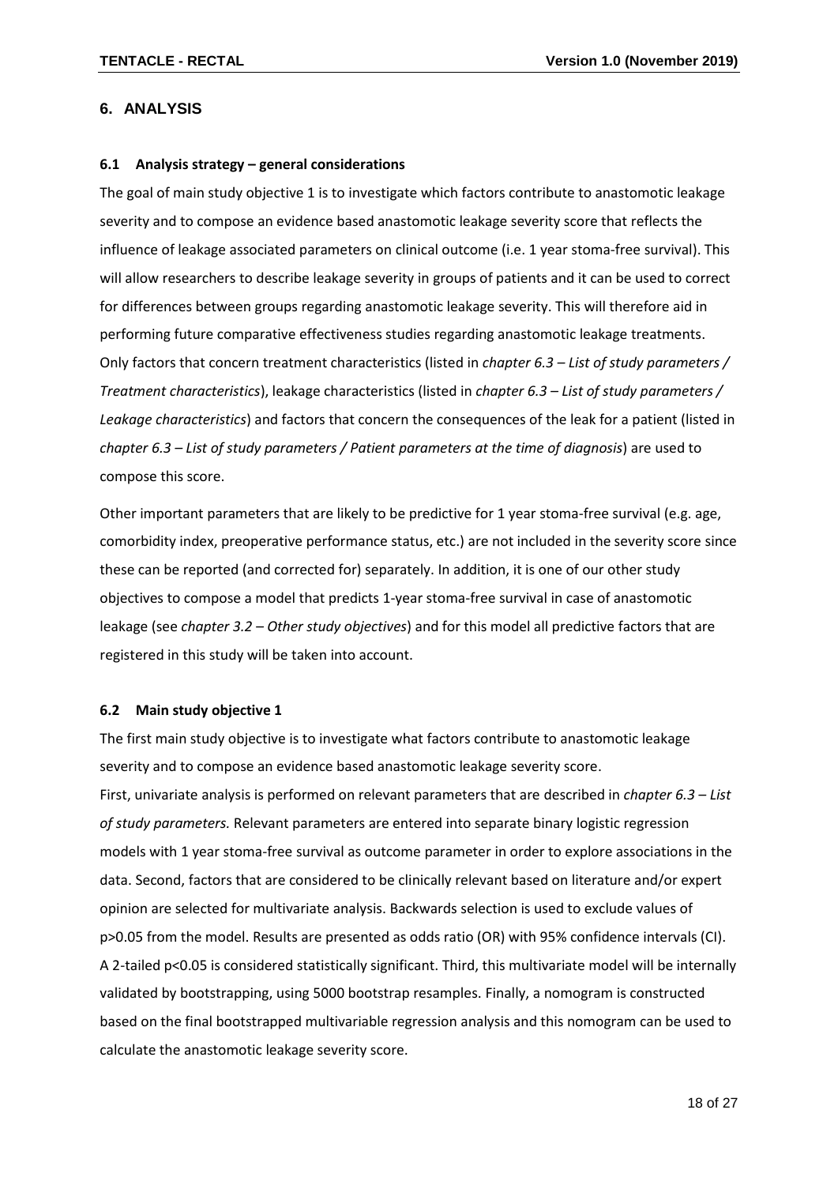## 6. ANALYSIS

### 6.1 Analysis strategy – general considerations

The goal of main study objective 1 is to investigate which factors contribute to anastomotic leakage severity and to compose an evidence based anastomotic leakage severity score that reflects the influence of leakage associated parameters on clinical outcome (i.e. 1 year stoma-free survival). This will allow researchers to describe leakage severity in groups of patients and it can be used to correct for differences between groups regarding anastomotic leakage severity. This will therefore aid in performing future comparative effectiveness studies regarding anastomotic leakage treatments. Only factors that concern treatment characteristics (listed in *chapter 6.3 – List of study parameters / Treatment characteristics*), leakage characteristics (listed in *chapter 6.3 – List of study parameters / Leakage characteristics*) and factors that concern the consequences of the leak for a patient (listed in *chapter 6.3 – List of study parameters / Patient parameters at the time of diagnosis*) are used to compose this score.

Other important parameters that are likely to be predictive for 1 year stoma-free survival (e.g. age, comorbidity index, preoperative performance status, etc.) are not included in the severity score since these can be reported (and corrected for) separately. In addition, it is one of our other study objectives to compose a model that predicts 1-year stoma-free survival in case of anastomotic leakage (see *chapter 3.2 – Other study objectives*) and for this model all predictive factors that are registered in this study will be taken into account.

### 6.2 Main study objective 1

The first main study objective is to investigate what factors contribute to anastomotic leakage severity and to compose an evidence based anastomotic leakage severity score.

First, univariate analysis is performed on relevant parameters that are described in *chapter 6.3 – List of study parameters.* Relevant parameters are entered into separate binary logistic regression models with 1 year stoma-free survival as outcome parameter in order to explore associations in the data. Second, factors that are considered to be clinically relevant based on literature and/or expert opinion are selected for multivariate analysis. Backwards selection is used to exclude values of $p>0.05$ from the model. Results are presented as odds ratio (OR) with 95% confidence intervals (CI). A 2-tailed $p<0.05$ is considered statistically significant. Third, this multivariate model will be internally validated by bootstrapping, using 5000 bootstrap resamples. Finally, a nomogram is constructed based on the final bootstrapped multivariable regression analysis and this nomogram can be used to calculate the anastomotic leakage severity score.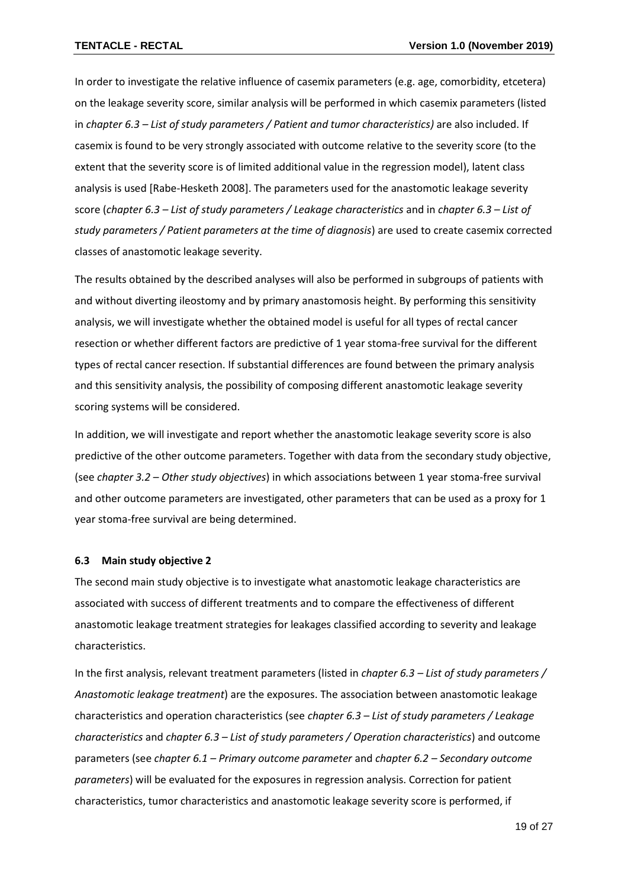In order to investigate the relative influence of casemix parameters (e.g. age, comorbidity, etcetera) on the leakage severity score, similar analysis will be performed in which casemix parameters (listed in *chapter 6.3 – List of study parameters / Patient and tumor characteristics)* are also included. If casemix is found to be very strongly associated with outcome relative to the severity score (to the extent that the severity score is of limited additional value in the regression model), latent class analysis is used [Rabe-Hesketh 2008]. The parameters used for the anastomotic leakage severity score (*chapter 6.3 – List of study parameters / Leakage characteristics* and in *chapter 6.3 – List of study parameters / Patient parameters at the time of diagnosis*) are used to create casemix corrected classes of anastomotic leakage severity.

The results obtained by the described analyses will also be performed in subgroups of patients with and without diverting ileostomy and by primary anastomosis height. By performing this sensitivity analysis, we will investigate whether the obtained model is useful for all types of rectal cancer resection or whether different factors are predictive of 1 year stoma-free survival for the different types of rectal cancer resection. If substantial differences are found between the primary analysis and this sensitivity analysis, the possibility of composing different anastomotic leakage severity scoring systems will be considered.

In addition, we will investigate and report whether the anastomotic leakage severity score is also predictive of the other outcome parameters. Together with data from the secondary study objective, (see *chapter 3.2 – Other study objectives*) in which associations between 1 year stoma-free survival and other outcome parameters are investigated, other parameters that can be used as a proxy for 1 year stoma-free survival are being determined.

### 6.3 Main study objective 2

The second main study objective is to investigate what anastomotic leakage characteristics are associated with success of different treatments and to compare the effectiveness of different anastomotic leakage treatment strategies for leakages classified according to severity and leakage characteristics.

In the first analysis, relevant treatment parameters (listed in *chapter 6.3 – List of study parameters / Anastomotic leakage treatment*) are the exposures. The association between anastomotic leakage characteristics and operation characteristics (see *chapter 6.3 – List of study parameters / Leakage characteristics* and *chapter 6.3 – List of study parameters / Operation characteristics*) and outcome parameters (see *chapter 6.1 – Primary outcome parameter* and *chapter 6.2 – Secondary outcome parameters*) will be evaluated for the exposures in regression analysis. Correction for patient characteristics, tumor characteristics and anastomotic leakage severity score is performed, if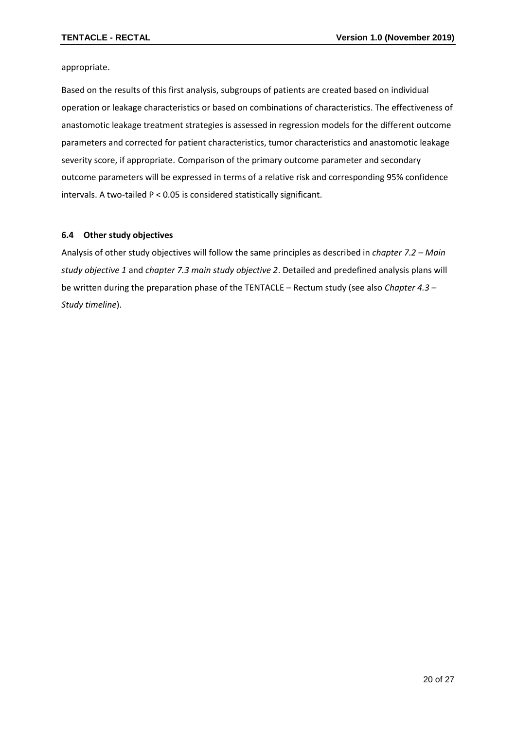appropriate.

Based on the results of this first analysis, subgroups of patients are created based on individual operation or leakage characteristics or based on combinations of characteristics. The effectiveness of anastomotic leakage treatment strategies is assessed in regression models for the different outcome parameters and corrected for patient characteristics, tumor characteristics and anastomotic leakage severity score, if appropriate. Comparison of the primary outcome parameter and secondary outcome parameters will be expressed in terms of a relative risk and corresponding 95% confidence intervals. A two-tailed $P < 0.05$ is considered statistically significant.

### 6.4 Other study objectives

Analysis of other study objectives will follow the same principles as described in *chapter 7.2 – Main study objective 1* and *chapter 7.3 main study objective 2*. Detailed and predefined analysis plans will be written during the preparation phase of the TENTACLE – Rectum study (see also *Chapter 4.3 – Study timeline*).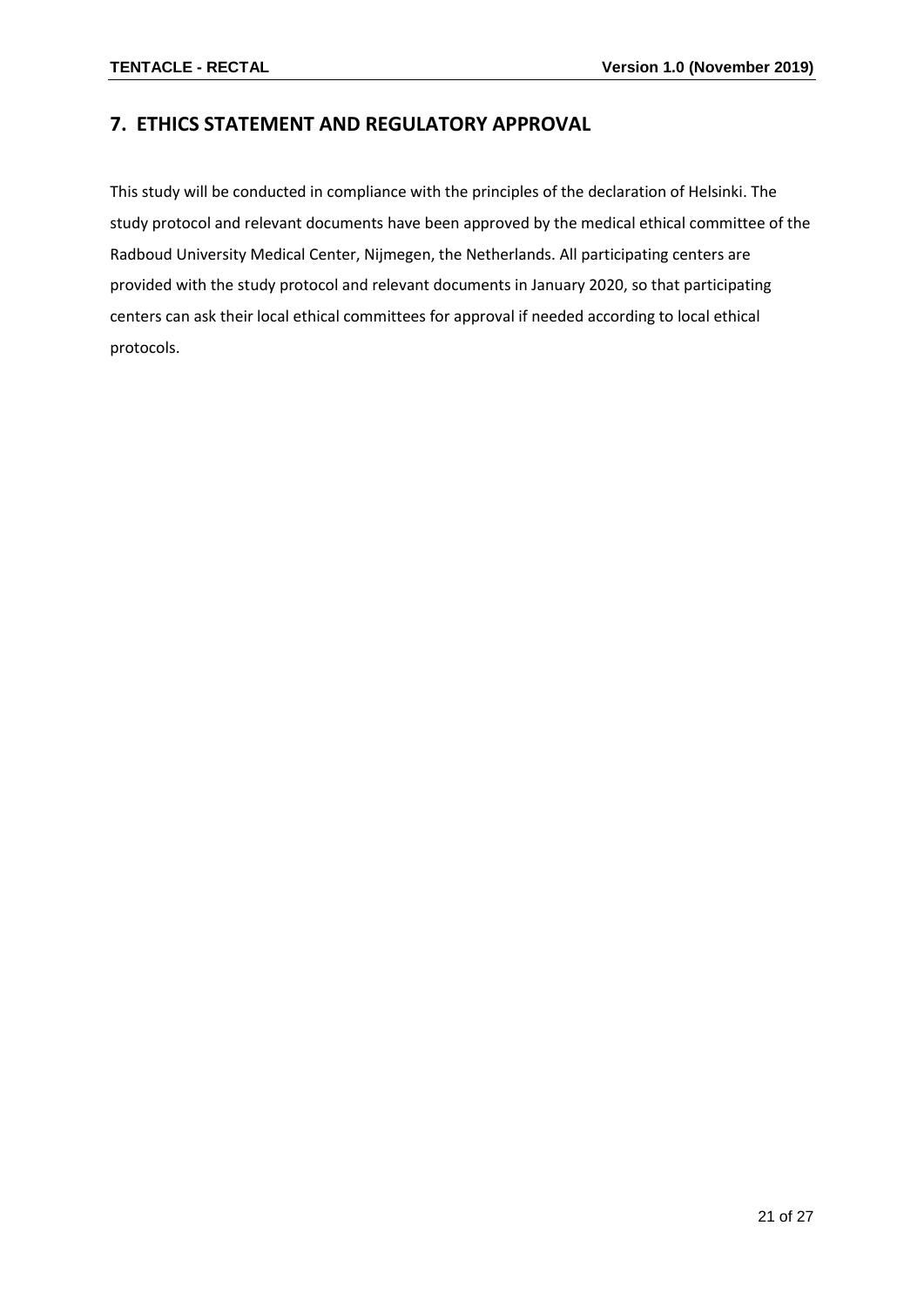## 7. ETHICS STATEMENT AND REGULATORY APPROVAL

This study will be conducted in compliance with the principles of the declaration of Helsinki. The study protocol and relevant documents have been approved by the medical ethical committee of the Radboud University Medical Center, Nijmegen, the Netherlands. All participating centers are provided with the study protocol and relevant documents in January 2020, so that participating centers can ask their local ethical committees for approval if needed according to local ethical protocols.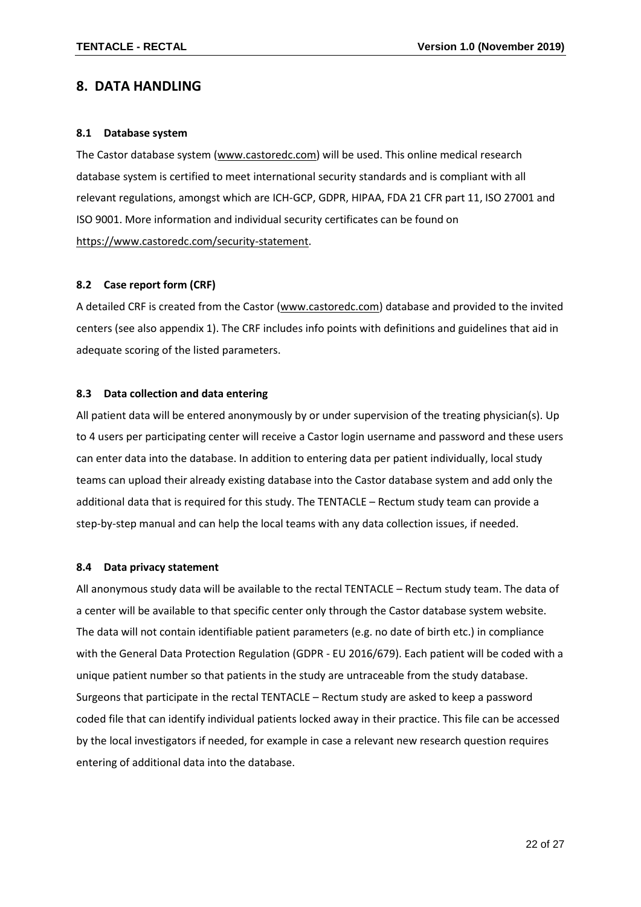## 8. DATA HANDLING

### 8.1 Database system

The Castor database system (www.castoredc.com) will be used. This online medical research database system is certified to meet international security standards and is compliant with all relevant regulations, amongst which are ICH-GCP, GDPR, HIPAA, FDA 21 CFR part 11, ISO 27001 and ISO 9001. More information and individual security certificates can be found on https://www.castoredc.com/security-statement.

### 8.2 Case report form (CRF)

A detailed CRF is created from the Castor (www.castoredc.com) database and provided to the invited centers (see also appendix 1). The CRF includes info points with definitions and guidelines that aid in adequate scoring of the listed parameters.

### 8.3 Data collection and data entering

All patient data will be entered anonymously by or under supervision of the treating physician(s). Up to 4 users per participating center will receive a Castor login username and password and these users can enter data into the database. In addition to entering data per patient individually, local study teams can upload their already existing database into the Castor database system and add only the additional data that is required for this study. The TENTACLE – Rectum study team can provide a step-by-step manual and can help the local teams with any data collection issues, if needed.

### 8.4 Data privacy statement

All anonymous study data will be available to the rectal TENTACLE – Rectum study team. The data of a center will be available to that specific center only through the Castor database system website. The data will not contain identifiable patient parameters (e.g. no date of birth etc.) in compliance with the General Data Protection Regulation (GDPR - EU 2016/679). Each patient will be coded with a unique patient number so that patients in the study are untraceable from the study database. Surgeons that participate in the rectal TENTACLE – Rectum study are asked to keep a password coded file that can identify individual patients locked away in their practice. This file can be accessed by the local investigators if needed, for example in case a relevant new research question requires entering of additional data into the database.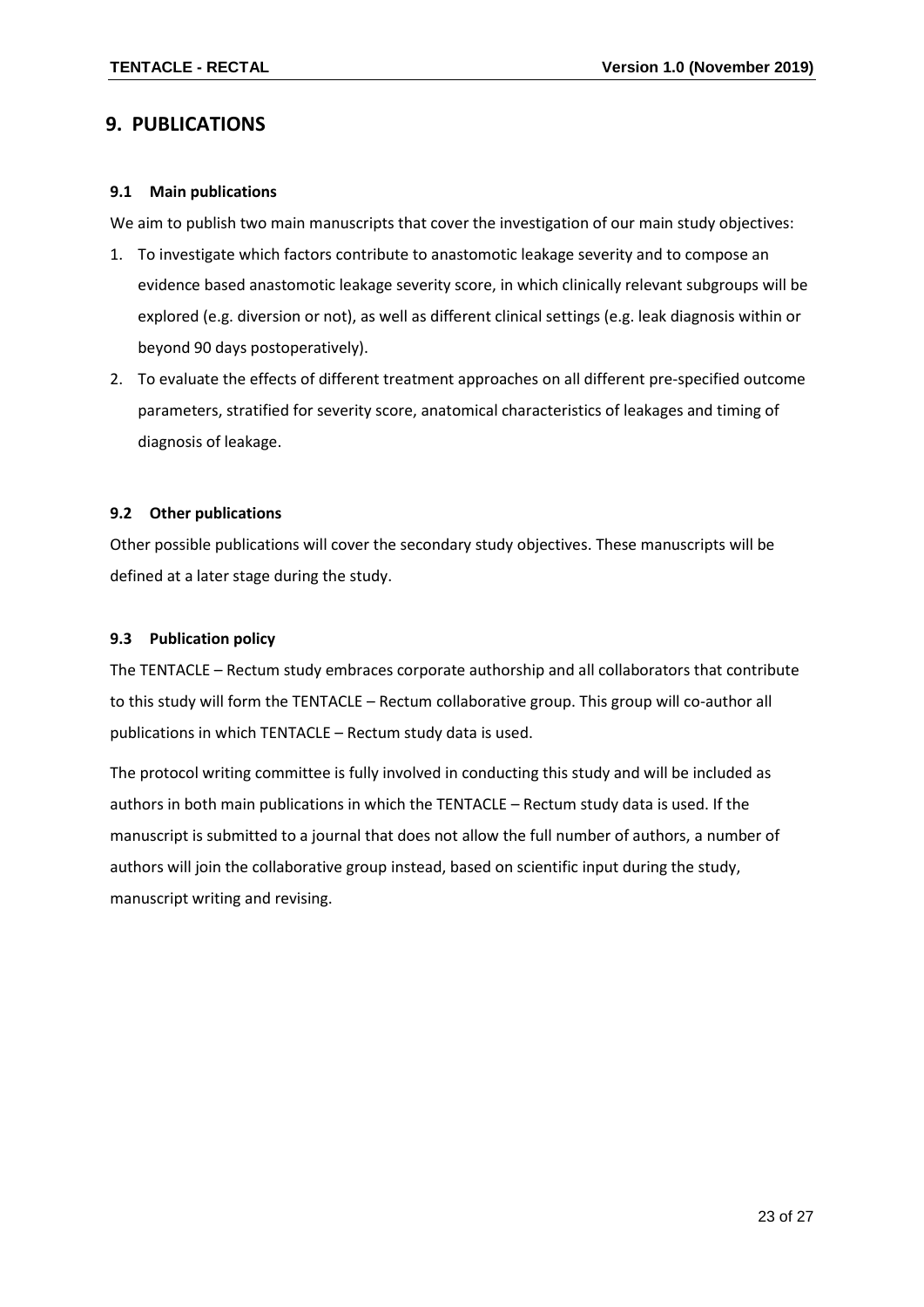# 9. PUBLICATIONS

### 9.1 Main publications

We aim to publish two main manuscripts that cover the investigation of our main study objectives:

1. To investigate which factors contribute to anastomotic leakage severity and to compose an evidence based anastomotic leakage severity score, in which clinically relevant subgroups will be explored (e.g. diversion or not), as well as different clinical settings (e.g. leak diagnosis within or beyond 90 days postoperatively).
2. To evaluate the effects of different treatment approaches on all different pre-specified outcome parameters, stratified for severity score, anatomical characteristics of leakages and timing of diagnosis of leakage.

### 9.2 Other publications

Other possible publications will cover the secondary study objectives. These manuscripts will be defined at a later stage during the study.

### 9.3 Publication policy

The TENTACLE – Rectum study embraces corporate authorship and all collaborators that contribute to this study will form the TENTACLE – Rectum collaborative group. This group will co-author all publications in which TENTACLE – Rectum study data is used.

The protocol writing committee is fully involved in conducting this study and will be included as authors in both main publications in which the TENTACLE – Rectum study data is used. If the manuscript is submitted to a journal that does not allow the full number of authors, a number of authors will join the collaborative group instead, based on scientific input during the study, manuscript writing and revising.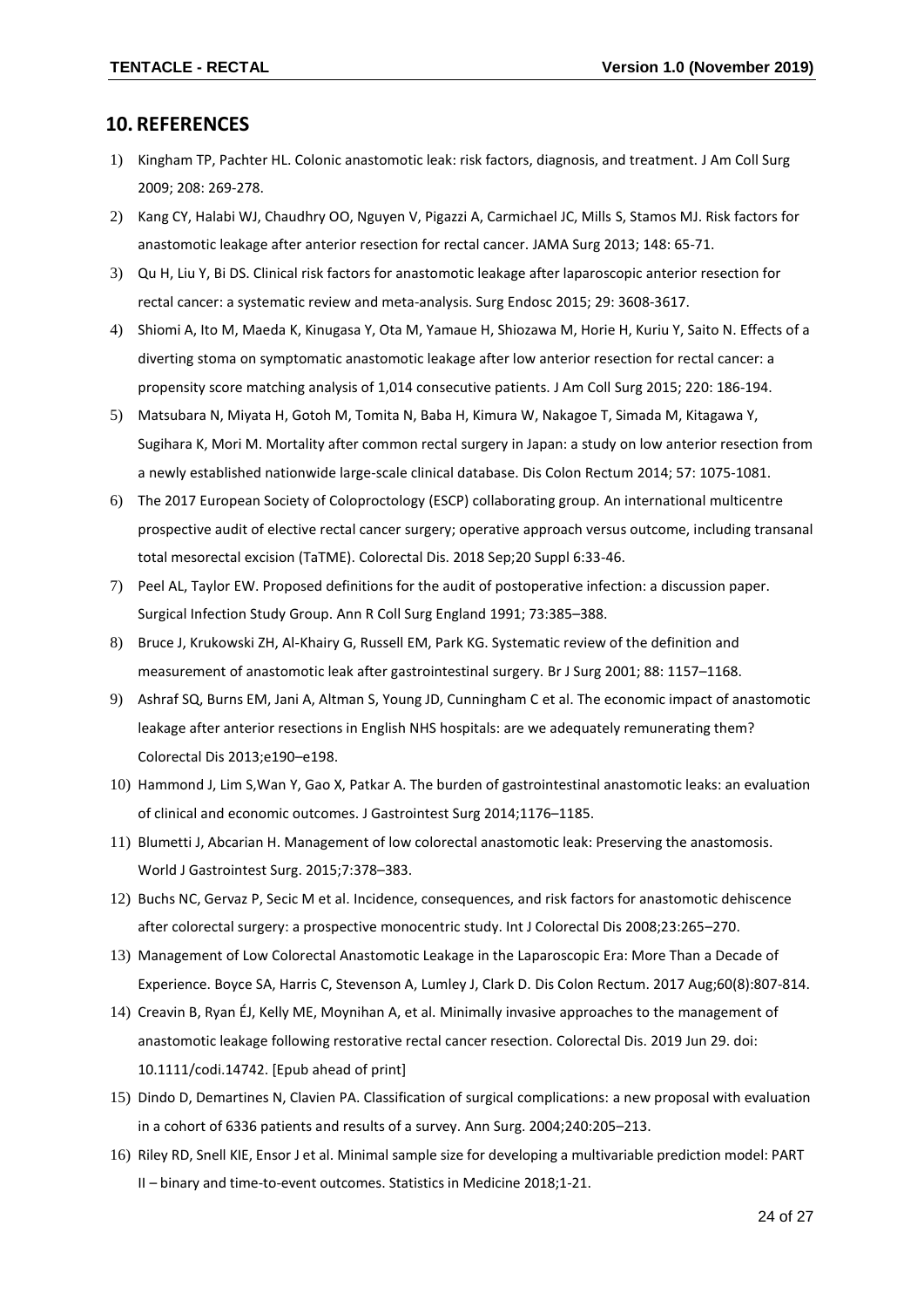## 10. REFERENCES

1) Kingham TP, Pachter HL. Colonic anastomotic leak: risk factors, diagnosis, and treatment. J Am Coll Surg 2009; 208: 269-278.
2) Kang CY, Halabi WJ, Chaudhry OO, Nguyen V, Pigazzi A, Carmichael JC, Mills S, Stamos MJ. Risk factors for anastomotic leakage after anterior resection for rectal cancer. JAMA Surg 2013; 148: 65-71.
3) Qu H, Liu Y, Bi DS. Clinical risk factors for anastomotic leakage after laparoscopic anterior resection for rectal cancer: a systematic review and meta-analysis. Surg Endosc 2015; 29: 3608-3617.
4) Shiomi A, Ito M, Maeda K, Kinugasa Y, Ota M, Yamaue H, Shiozawa M, Horie H, Kuriu Y, Saito N. Effects of a diverting stoma on symptomatic anastomotic leakage after low anterior resection for rectal cancer: a propensity score matching analysis of 1,014 consecutive patients. J Am Coll Surg 2015; 220: 186-194.
5) Matsubara N, Miyata H, Gotoh M, Tomita N, Baba H, Kimura W, Nakagoe T, Simada M, Kitagawa Y, Sugihara K, Mori M. Mortality after common rectal surgery in Japan: a study on low anterior resection from a newly established nationwide large-scale clinical database. Dis Colon Rectum 2014; 57: 1075-1081.
6) The 2017 European Society of Coloproctology (ESCP) collaborating group. An international multicentre prospective audit of elective rectal cancer surgery; operative approach versus outcome, including transanal total mesorectal excision (TaTME). Colorectal Dis. 2018 Sep;20 Suppl 6:33-46.
7) Peel AL, Taylor EW. Proposed definitions for the audit of postoperative infection: a discussion paper. Surgical Infection Study Group. Ann R Coll Surg England 1991; 73:385–388.
8) Bruce J, Krukowski ZH, Al-Khairy G, Russell EM, Park KG. Systematic review of the definition and measurement of anastomotic leak after gastrointestinal surgery. Br J Surg 2001; 88: 1157–1168.
9) Ashraf SQ, Burns EM, Jani A, Altman S, Young JD, Cunningham C et al. The economic impact of anastomotic leakage after anterior resections in English NHS hospitals: are we adequately remunerating them? Colorectal Dis 2013;e190–e198.
10) Hammond J, Lim S,Wan Y, Gao X, Patkar A. The burden of gastrointestinal anastomotic leaks: an evaluation of clinical and economic outcomes. J Gastrointest Surg 2014;1176–1185.
11) Blumetti J, Abcarian H. Management of low colorectal anastomotic leak: Preserving the anastomosis. World J Gastrointest Surg. 2015;7:378–383.
12) Buchs NC, Gervaz P, Secic M et al. Incidence, consequences, and risk factors for anastomotic dehiscence after colorectal surgery: a prospective monocentric study. Int J Colorectal Dis 2008;23:265–270.
13) Management of Low Colorectal Anastomotic Leakage in the Laparoscopic Era: More Than a Decade of Experience. Boyce SA, Harris C, Stevenson A, Lumley J, Clark D. Dis Colon Rectum. 2017 Aug;60(8):807-814.
14) Creavin B, Ryan ÉJ, Kelly ME, Moynihan A, et al. Minimally invasive approaches to the management of anastomotic leakage following restorative rectal cancer resection. Colorectal Dis. 2019 Jun 29. doi: 10.1111/codi.14742. [Epub ahead of print]
15) Dindo D, Demartines N, Clavien PA. Classification of surgical complications: a new proposal with evaluation in a cohort of 6336 patients and results of a survey. Ann Surg. 2004;240:205–213.
16) Riley RD, Snell KIE, Ensor J et al. Minimal sample size for developing a multivariable prediction model: PART II – binary and time-to-event outcomes. Statistics in Medicine 2018;1-21.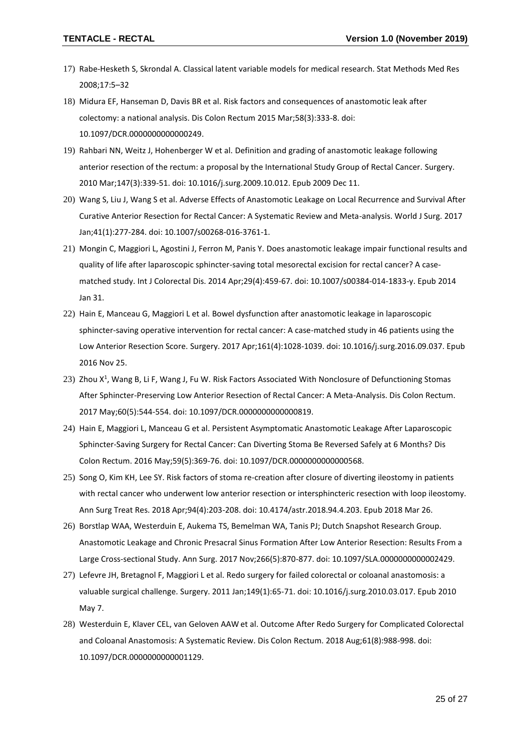17) Rabe-Hesketh S, Skrondal A. Classical latent variable models for medical research. Stat Methods Med Res 2008;17:5–32

18) Midura EF, Hanseman D, Davis BR et al. Risk factors and consequences of anastomotic leak after colectomy: a national analysis. Dis Colon Rectum 2015 Mar;58(3):333-8. doi: 10.1097/DCR.0000000000000249.

19) Rahbari NN, Weitz J, Hohenberger W et al. Definition and grading of anastomotic leakage following anterior resection of the rectum: a proposal by the International Study Group of Rectal Cancer. Surgery. 2010 Mar;147(3):339-51. doi: 10.1016/j.surg.2009.10.012. Epub 2009 Dec 11.

20) Wang S, Liu J, Wang S et al. Adverse Effects of Anastomotic Leakage on Local Recurrence and Survival After Curative Anterior Resection for Rectal Cancer: A Systematic Review and Meta-analysis. World J Surg. 2017 Jan;41(1):277-284. doi: 10.1007/s00268-016-3761-1.

21) Mongin C, Maggiori L, Agostini J, Ferron M, Panis Y. Does anastomotic leakage impair functional results and quality of life after laparoscopic sphincter-saving total mesorectal excision for rectal cancer? A case-matched study. Int J Colorectal Dis. 2014 Apr;29(4):459-67. doi: 10.1007/s00384-014-1833-y. Epub 2014 Jan 31.

22) Hain E, Manceau G, Maggiori L et al. Bowel dysfunction after anastomotic leakage in laparoscopic sphincter-saving operative intervention for rectal cancer: A case-matched study in 46 patients using the Low Anterior Resection Score. Surgery. 2017 Apr;161(4):1028-1039. doi: 10.1016/j.surg.2016.09.037. Epub 2016 Nov 25.

23) Zhou X[1], Wang B, Li F, Wang J, Fu W. Risk Factors Associated With Nonclosure of Defunctioning Stomas After Sphincter-Preserving Low Anterior Resection of Rectal Cancer: A Meta-Analysis. Dis Colon Rectum. 2017 May;60(5):544-554. doi: 10.1097/DCR.0000000000000819.

24) Hain E, Maggiori L, Manceau G et al. Persistent Asymptomatic Anastomotic Leakage After Laparoscopic Sphincter-Saving Surgery for Rectal Cancer: Can Diverting Stoma Be Reversed Safely at 6 Months? Dis Colon Rectum. 2016 May;59(5):369-76. doi: 10.1097/DCR.0000000000000568.

25) Song O, Kim KH, Lee SY. Risk factors of stoma re-creation after closure of diverting ileostomy in patients with rectal cancer who underwent low anterior resection or intersphincteric resection with loop ileostomy. Ann Surg Treat Res. 2018 Apr;94(4):203-208. doi: 10.4174/astr.2018.94.4.203. Epub 2018 Mar 26.

26) Borstlap WAA, Westerduin E, Aukema TS, Bemelman WA, Tanis PJ; Dutch Snapshot Research Group. Anastomotic Leakage and Chronic Presacral Sinus Formation After Low Anterior Resection: Results From a Large Cross-sectional Study. Ann Surg. 2017 Nov;266(5):870-877. doi: 10.1097/SLA.0000000000002429.

27) Lefevre JH, Bretagnol F, Maggiori L et al. Redo surgery for failed colorectal or coloanal anastomosis: a valuable surgical challenge. Surgery. 2011 Jan;149(1):65-71. doi: 10.1016/j.surg.2010.03.017. Epub 2010 May 7.

28) Westerduin E, Klaver CEL, van Geloven AAW et al. Outcome After Redo Surgery for Complicated Colorectal and Coloanal Anastomosis: A Systematic Review. Dis Colon Rectum. 2018 Aug;61(8):988-998. doi: 10.1097/DCR.0000000000001129.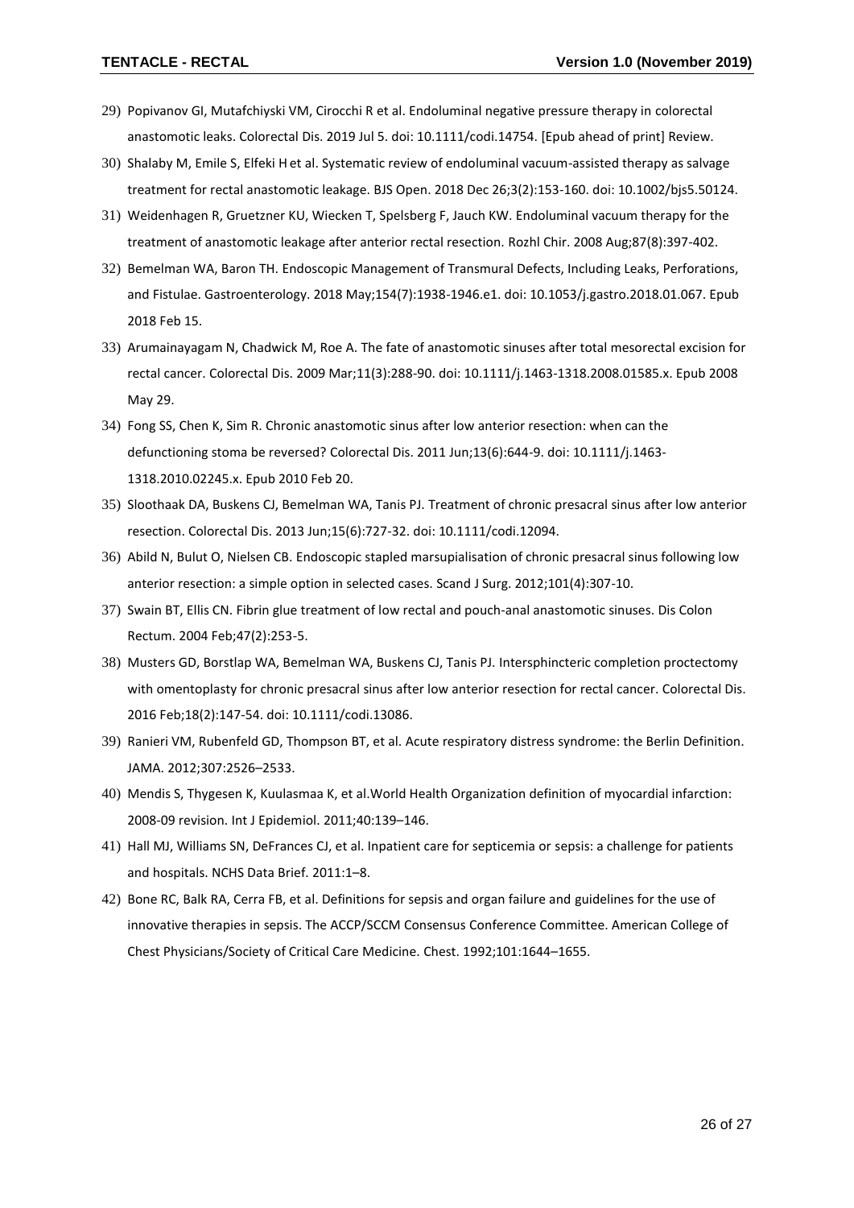29) Popivanov GI, Mutafchiyski VM, Cirocchi R et al. Endoluminal negative pressure therapy in colorectal anastomotic leaks. Colorectal Dis. 2019 Jul 5. doi: 10.1111/codi.14754. [Epub ahead of print] Review.
30) Shalaby M, Emile S, Elfeki H et al. Systematic review of endoluminal vacuum-assisted therapy as salvage treatment for rectal anastomotic leakage. BJS Open. 2018 Dec 26;3(2):153-160. doi: 10.1002/bjs5.50124.
31) Weidenhagen R, Gruetzner KU, Wiecken T, Spelsberg F, Jauch KW. Endoluminal vacuum therapy for the treatment of anastomotic leakage after anterior rectal resection. Rozhl Chir. 2008 Aug;87(8):397-402.
32) Bemelman WA, Baron TH. Endoscopic Management of Transmural Defects, Including Leaks, Perforations, and Fistulae. Gastroenterology. 2018 May;154(7):1938-1946.e1. doi: 10.1053/j.gastro.2018.01.067. Epub 2018 Feb 15.
33) Arumainayagam N, Chadwick M, Roe A. The fate of anastomotic sinuses after total mesorectal excision for rectal cancer. Colorectal Dis. 2009 Mar;11(3):288-90. doi: 10.1111/j.1463-1318.2008.01585.x. Epub 2008 May 29.
34) Fong SS, Chen K, Sim R. Chronic anastomotic sinus after low anterior resection: when can the defunctioning stoma be reversed? Colorectal Dis. 2011 Jun;13(6):644-9. doi: 10.1111/j.1463-1318.2010.02245.x. Epub 2010 Feb 20.
35) Sloothaak DA, Buskens CJ, Bemelman WA, Tanis PJ. Treatment of chronic presacral sinus after low anterior resection. Colorectal Dis. 2013 Jun;15(6):727-32. doi: 10.1111/codi.12094.
36) Abild N, Bulut O, Nielsen CB. Endoscopic stapled marsupialisation of chronic presacral sinus following low anterior resection: a simple option in selected cases. Scand J Surg. 2012;101(4):307-10.
37) Swain BT, Ellis CN. Fibrin glue treatment of low rectal and pouch-anal anastomotic sinuses. Dis Colon Rectum. 2004 Feb;47(2):253-5.
38) Musters GD, Borstlap WA, Bemelman WA, Buskens CJ, Tanis PJ. Intersphincteric completion proctectomy with omentoplasty for chronic presacral sinus after low anterior resection for rectal cancer. Colorectal Dis. 2016 Feb;18(2):147-54. doi: 10.1111/codi.13086.
39) Ranieri VM, Rubenfeld GD, Thompson BT, et al. Acute respiratory distress syndrome: the Berlin Definition. JAMA. 2012;307:2526–2533.
40) Mendis S, Thygesen K, Kuulasmaa K, et al.World Health Organization definition of myocardial infarction: 2008-09 revision. Int J Epidemiol. 2011;40:139–146.
41) Hall MJ, Williams SN, DeFrances CJ, et al. Inpatient care for septicemia or sepsis: a challenge for patients and hospitals. NCHS Data Brief. 2011:1–8.
42) Bone RC, Balk RA, Cerra FB, et al. Definitions for sepsis and organ failure and guidelines for the use of innovative therapies in sepsis. The ACCP/SCCM Consensus Conference Committee. American College of Chest Physicians/Society of Critical Care Medicine. Chest. 1992;101:1644–1655.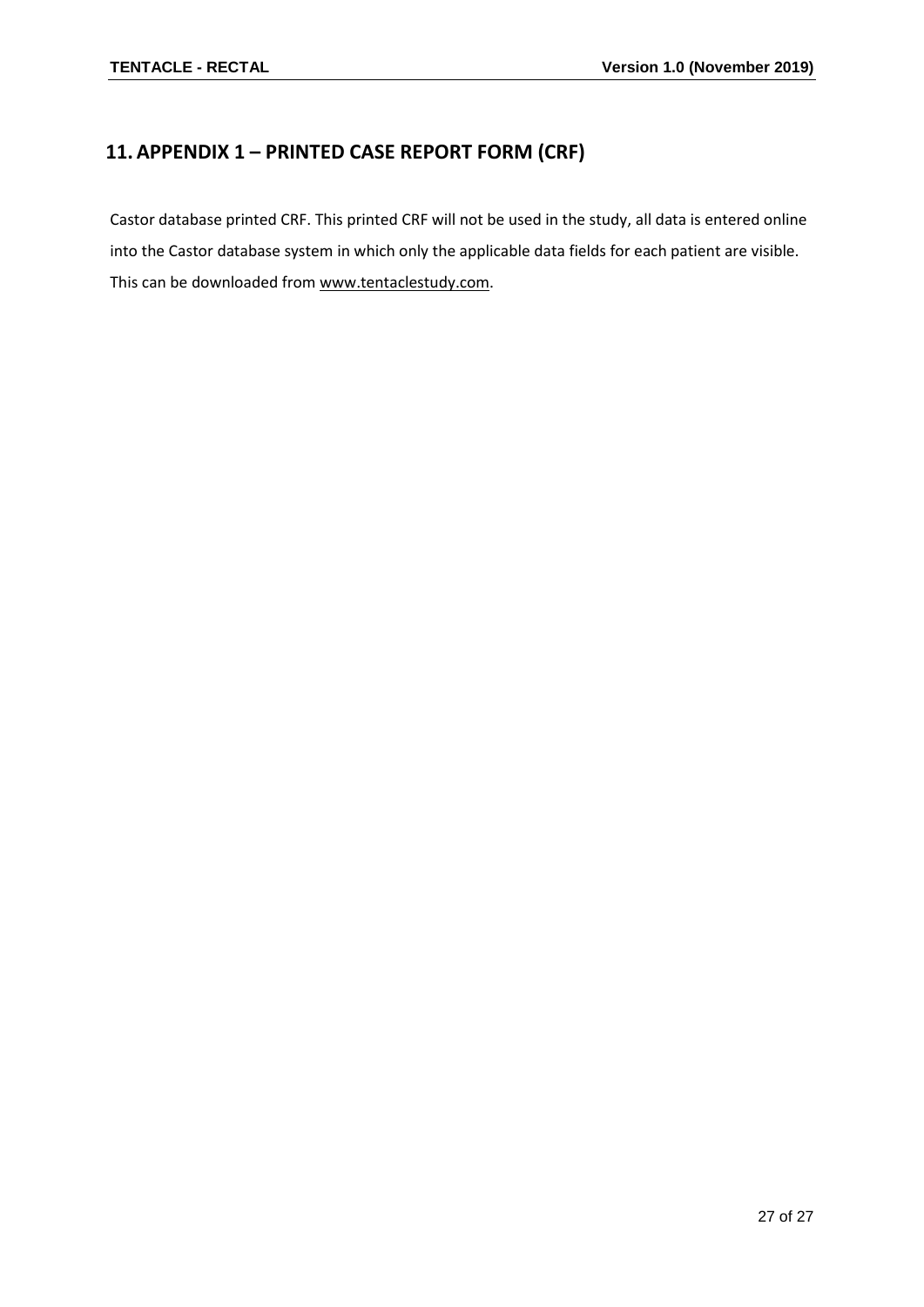# 11. APPENDIX 1 – PRINTED CASE REPORT FORM (CRF)

Castor database printed CRF. This printed CRF will not be used in the study, all data is entered online into the Castor database system in which only the applicable data fields for each patient are visible. This can be downloaded from www.tentaclestudy.com.